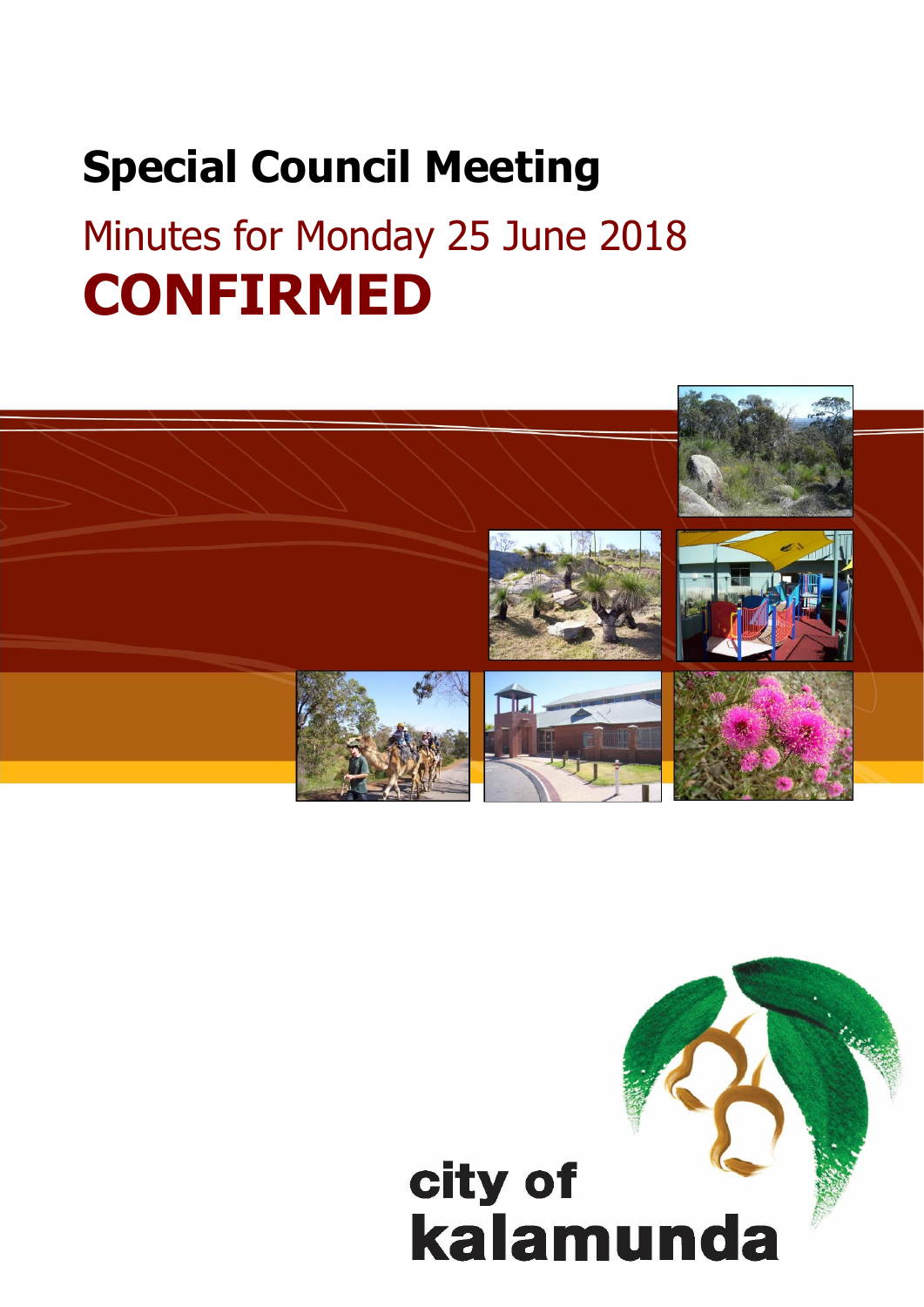# Special Council Meeting

## Minutes for Monday 25 June 2018

# CONFIRMED

city of
kalamunda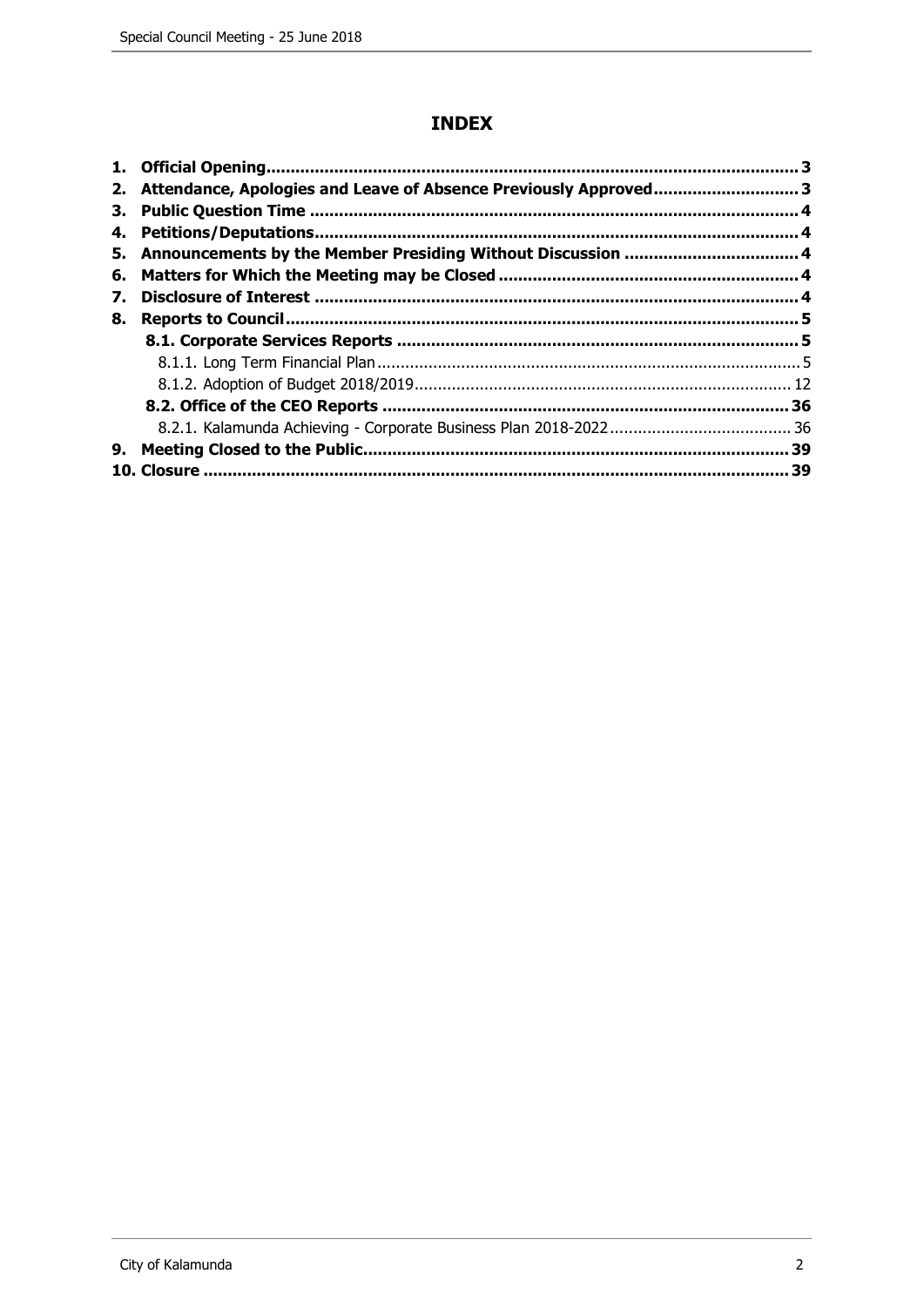# INDEX

1. **Official Opening** ... 3
2. **Attendance, Apologies and Leave of Absence Previously Approved** ... 3
3. **Public Question Time** ... 4
4. **Petitions/Deputations** ... 4
5. **Announcements by the Member Presiding Without Discussion** ... 4
6. **Matters for Which the Meeting may be Closed** ... 4
7. **Disclosure of Interest** ... 4
8. **Reports to Council** ... 5
   - **8.1. Corporate Services Reports** ... 5
     - 8.1.1. Long Term Financial Plan ... 5
     - 8.1.2. Adoption of Budget 2018/2019 ... 12
   - **8.2. Office of the CEO Reports** ... 36
     - 8.2.1. Kalamunda Achieving - Corporate Business Plan 2018-2022 ... 36
9. **Meeting Closed to the Public** ... 39
10. **Closure** ... 39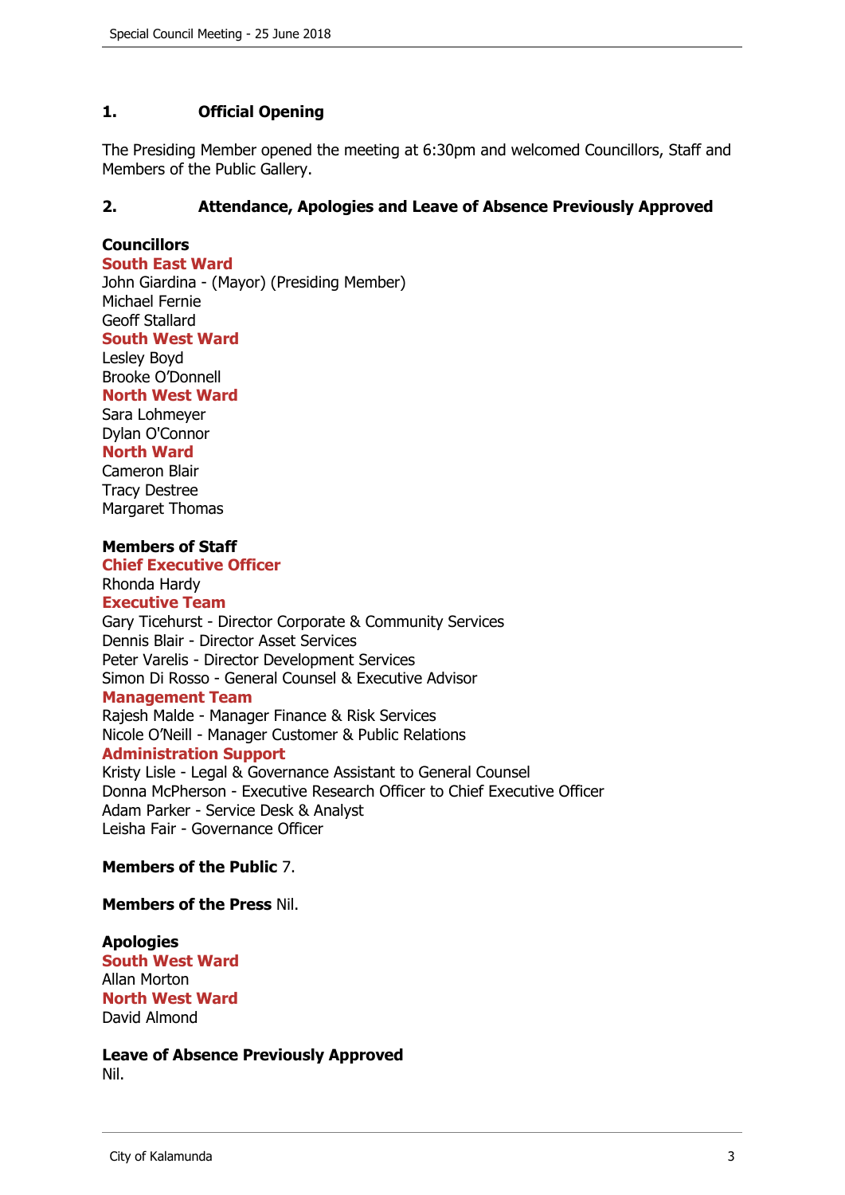## 1. Official Opening

The Presiding Member opened the meeting at 6:30pm and welcomed Councillors, Staff and Members of the Public Gallery.

## 2. Attendance, Apologies and Leave of Absence Previously Approved

**Councillors**

**South East Ward**
John Giardina - (Mayor) (Presiding Member)
Michael Fernie
Geoff Stallard

**South West Ward**
Lesley Boyd
Brooke O'Donnell

**North West Ward**
Sara Lohmeyer
Dylan O'Connor

**North Ward**
Cameron Blair
Tracy Destree
Margaret Thomas

**Members of Staff**

**Chief Executive Officer**
Rhonda Hardy

**Executive Team**
Gary Ticehurst - Director Corporate & Community Services
Dennis Blair - Director Asset Services
Peter Varelis - Director Development Services
Simon Di Rosso - General Counsel & Executive Advisor

**Management Team**
Rajesh Malde - Manager Finance & Risk Services
Nicole O'Neill - Manager Customer & Public Relations

**Administration Support**
Kristy Lisle - Legal & Governance Assistant to General Counsel
Donna McPherson - Executive Research Officer to Chief Executive Officer
Adam Parker - Service Desk & Analyst
Leisha Fair - Governance Officer

**Members of the Public** 7.

**Members of the Press** Nil.

**Apologies**

**South West Ward**
Allan Morton

**North West Ward**
David Almond

**Leave of Absence Previously Approved**
Nil.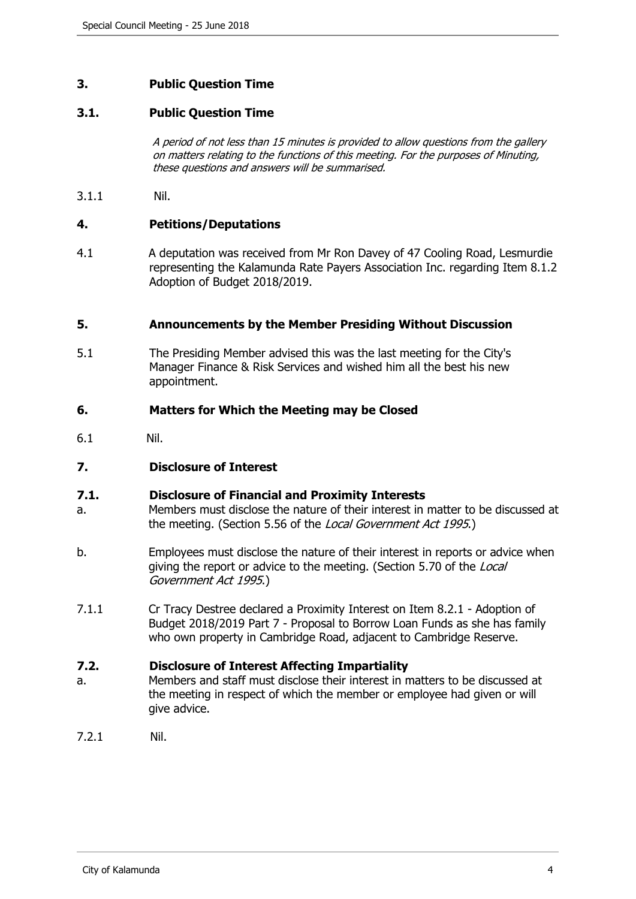## 3. Public Question Time

### 3.1. Public Question Time

*A period of not less than 15 minutes is provided to allow questions from the gallery on matters relating to the functions of this meeting. For the purposes of Minuting, these questions and answers will be summarised.*

3.1.1 Nil.

## 4. Petitions/Deputations

4.1 A deputation was received from Mr Ron Davey of 47 Cooling Road, Lesmurdie representing the Kalamunda Rate Payers Association Inc. regarding Item 8.1.2 Adoption of Budget 2018/2019.

## 5. Announcements by the Member Presiding Without Discussion

5.1 The Presiding Member advised this was the last meeting for the City's Manager Finance & Risk Services and wished him all the best his new appointment.

## 6. Matters for Which the Meeting may be Closed

6.1 Nil.

## 7. Disclosure of Interest

### 7.1. Disclosure of Financial and Proximity Interests

a. Members must disclose the nature of their interest in matter to be discussed at the meeting. (Section 5.56 of the *Local Government Act 1995*.)

b. Employees must disclose the nature of their interest in reports or advice when giving the report or advice to the meeting. (Section 5.70 of the *Local Government Act 1995*.)

7.1.1 Cr Tracy Destree declared a Proximity Interest on Item 8.2.1 - Adoption of Budget 2018/2019 Part 7 - Proposal to Borrow Loan Funds as she has family who own property in Cambridge Road, adjacent to Cambridge Reserve.

### 7.2. Disclosure of Interest Affecting Impartiality

a. Members and staff must disclose their interest in matters to be discussed at the meeting in respect of which the member or employee had given or will give advice.

7.2.1 Nil.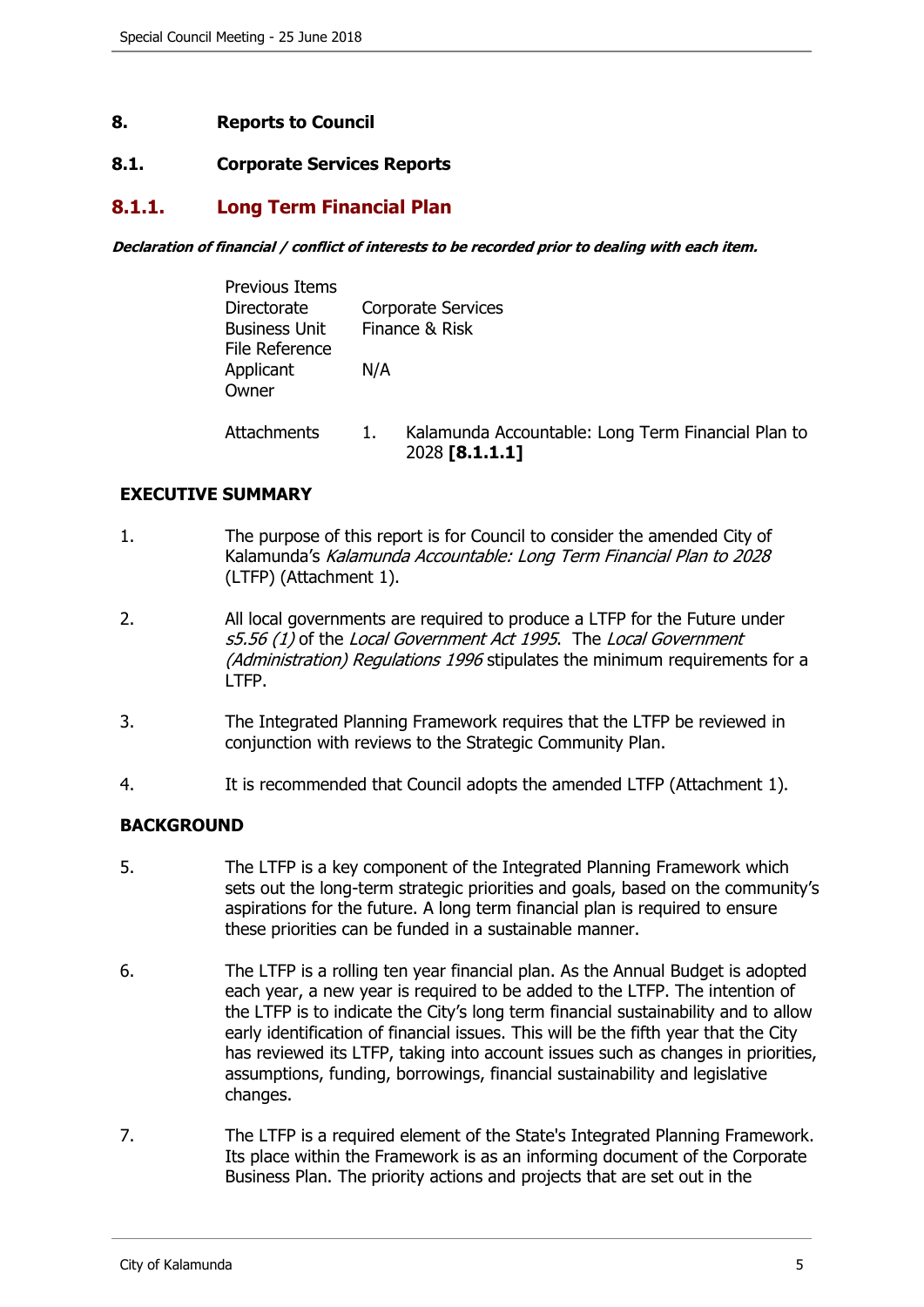## 8. Reports to Council

### 8.1. Corporate Services Reports

### 8.1.1. Long Term Financial Plan

***Declaration of financial / conflict of interests to be recorded prior to dealing with each item.***

| | |
|---|---|
| Previous Items | |
| Directorate | Corporate Services |
| Business Unit | Finance & Risk |
| File Reference | |
| Applicant | N/A |
| Owner | |
| Attachments | 1. Kalamunda Accountable: Long Term Financial Plan to 2028 **[8.1.1.1]** |

**EXECUTIVE SUMMARY**

1. The purpose of this report is for Council to consider the amended City of Kalamunda's *Kalamunda Accountable: Long Term Financial Plan to 2028* (LTFP) (Attachment 1).

2. All local governments are required to produce a LTFP for the Future under *s5.56 (1)* of the *Local Government Act 1995*. The *Local Government (Administration) Regulations 1996* stipulates the minimum requirements for a LTFP.

3. The Integrated Planning Framework requires that the LTFP be reviewed in conjunction with reviews to the Strategic Community Plan.

4. It is recommended that Council adopts the amended LTFP (Attachment 1).

**BACKGROUND**

5. The LTFP is a key component of the Integrated Planning Framework which sets out the long-term strategic priorities and goals, based on the community's aspirations for the future. A long term financial plan is required to ensure these priorities can be funded in a sustainable manner.

6. The LTFP is a rolling ten year financial plan. As the Annual Budget is adopted each year, a new year is required to be added to the LTFP. The intention of the LTFP is to indicate the City's long term financial sustainability and to allow early identification of financial issues. This will be the fifth year that the City has reviewed its LTFP, taking into account issues such as changes in priorities, assumptions, funding, borrowings, financial sustainability and legislative changes.

7. The LTFP is a required element of the State's Integrated Planning Framework. Its place within the Framework is as an informing document of the Corporate Business Plan. The priority actions and projects that are set out in the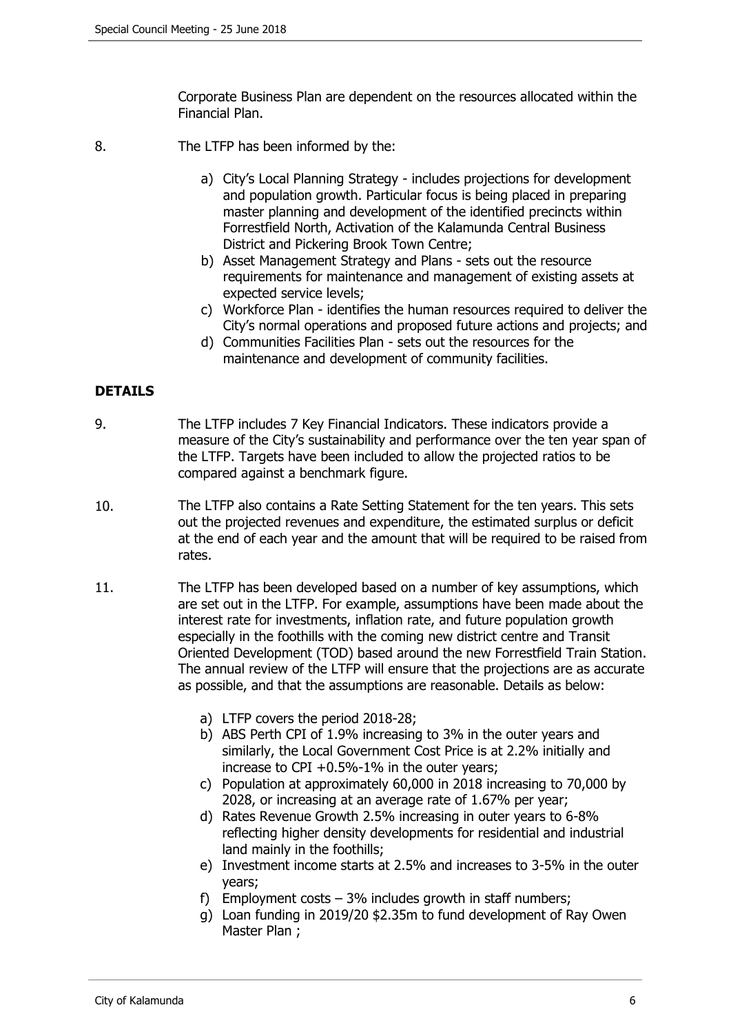Corporate Business Plan are dependent on the resources allocated within the Financial Plan.

8. The LTFP has been informed by the:

   a) City's Local Planning Strategy - includes projections for development and population growth. Particular focus is being placed in preparing master planning and development of the identified precincts within Forrestfield North, Activation of the Kalamunda Central Business District and Pickering Brook Town Centre;
   b) Asset Management Strategy and Plans - sets out the resource requirements for maintenance and management of existing assets at expected service levels;
   c) Workforce Plan - identifies the human resources required to deliver the City's normal operations and proposed future actions and projects; and
   d) Communities Facilities Plan - sets out the resources for the maintenance and development of community facilities.

## DETAILS

9. The LTFP includes 7 Key Financial Indicators. These indicators provide a measure of the City's sustainability and performance over the ten year span of the LTFP. Targets have been included to allow the projected ratios to be compared against a benchmark figure.

10. The LTFP also contains a Rate Setting Statement for the ten years. This sets out the projected revenues and expenditure, the estimated surplus or deficit at the end of each year and the amount that will be required to be raised from rates.

11. The LTFP has been developed based on a number of key assumptions, which are set out in the LTFP. For example, assumptions have been made about the interest rate for investments, inflation rate, and future population growth especially in the foothills with the coming new district centre and Transit Oriented Development (TOD) based around the new Forrestfield Train Station. The annual review of the LTFP will ensure that the projections are as accurate as possible, and that the assumptions are reasonable. Details as below:

   a) LTFP covers the period 2018-28;
   b) ABS Perth CPI of 1.9% increasing to 3% in the outer years and similarly, the Local Government Cost Price is at 2.2% initially and increase to CPI +0.5%-1% in the outer years;
   c) Population at approximately 60,000 in 2018 increasing to 70,000 by 2028, or increasing at an average rate of 1.67% per year;
   d) Rates Revenue Growth 2.5% increasing in outer years to 6-8% reflecting higher density developments for residential and industrial land mainly in the foothills;
   e) Investment income starts at 2.5% and increases to 3-5% in the outer years;
   f) Employment costs – 3% includes growth in staff numbers;
   g) Loan funding in 2019/20 $2.35m to fund development of Ray Owen Master Plan ;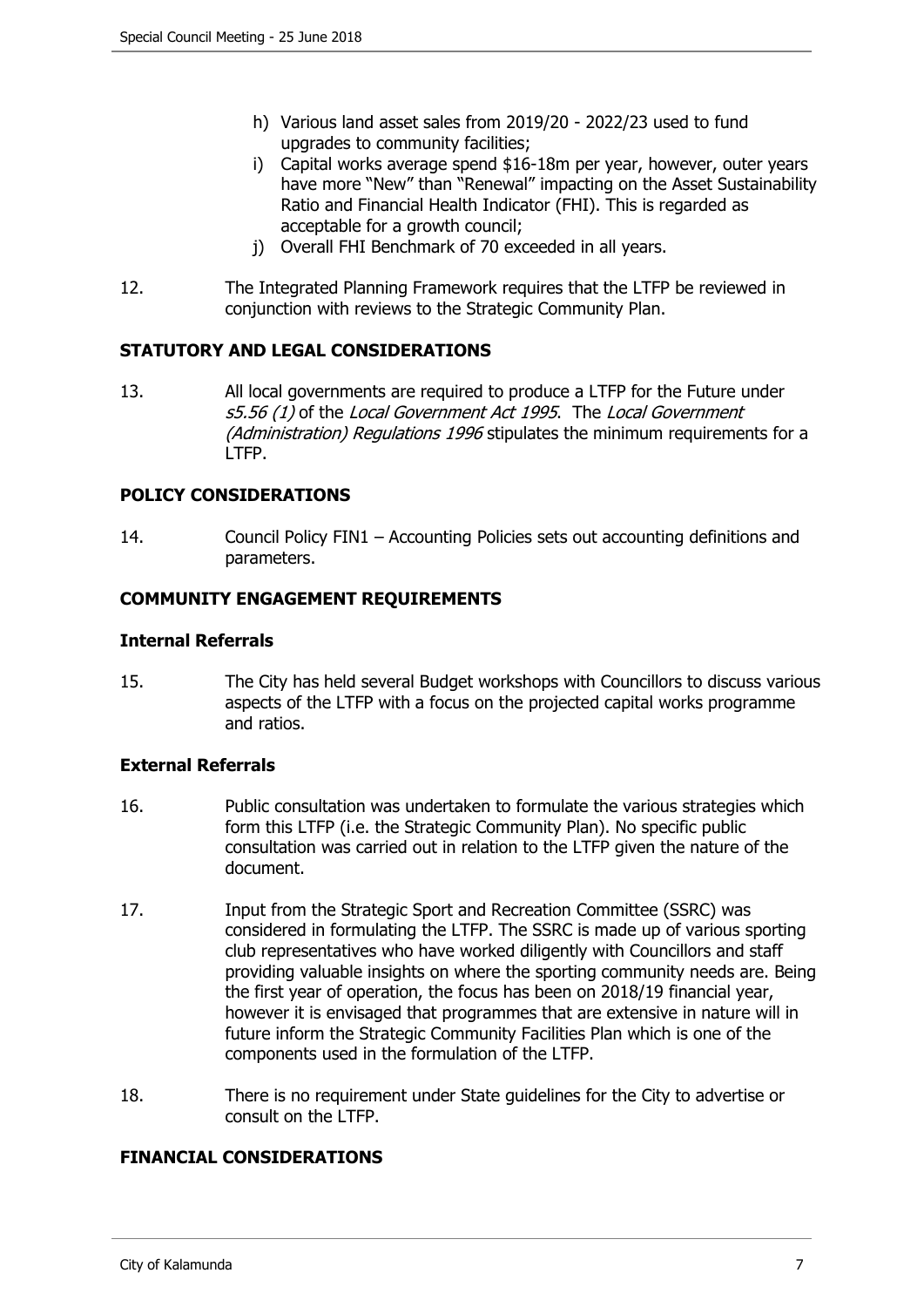h) Various land asset sales from 2019/20 - 2022/23 used to fund upgrades to community facilities;
i) Capital works average spend $16-18m per year, however, outer years have more "New" than "Renewal" impacting on the Asset Sustainability Ratio and Financial Health Indicator (FHI). This is regarded as acceptable for a growth council;
j) Overall FHI Benchmark of 70 exceeded in all years.

12. The Integrated Planning Framework requires that the LTFP be reviewed in conjunction with reviews to the Strategic Community Plan.

## STATUTORY AND LEGAL CONSIDERATIONS

13. All local governments are required to produce a LTFP for the Future under *s5.56 (1)* of the *Local Government Act 1995*. The *Local Government (Administration) Regulations 1996* stipulates the minimum requirements for a LTFP.

## POLICY CONSIDERATIONS

14. Council Policy FIN1 – Accounting Policies sets out accounting definitions and parameters.

## COMMUNITY ENGAGEMENT REQUIREMENTS

### Internal Referrals

15. The City has held several Budget workshops with Councillors to discuss various aspects of the LTFP with a focus on the projected capital works programme and ratios.

### External Referrals

16. Public consultation was undertaken to formulate the various strategies which form this LTFP (i.e. the Strategic Community Plan). No specific public consultation was carried out in relation to the LTFP given the nature of the document.

17. Input from the Strategic Sport and Recreation Committee (SSRC) was considered in formulating the LTFP. The SSRC is made up of various sporting club representatives who have worked diligently with Councillors and staff providing valuable insights on where the sporting community needs are. Being the first year of operation, the focus has been on 2018/19 financial year, however it is envisaged that programmes that are extensive in nature will in future inform the Strategic Community Facilities Plan which is one of the components used in the formulation of the LTFP.

18. There is no requirement under State guidelines for the City to advertise or consult on the LTFP.

## FINANCIAL CONSIDERATIONS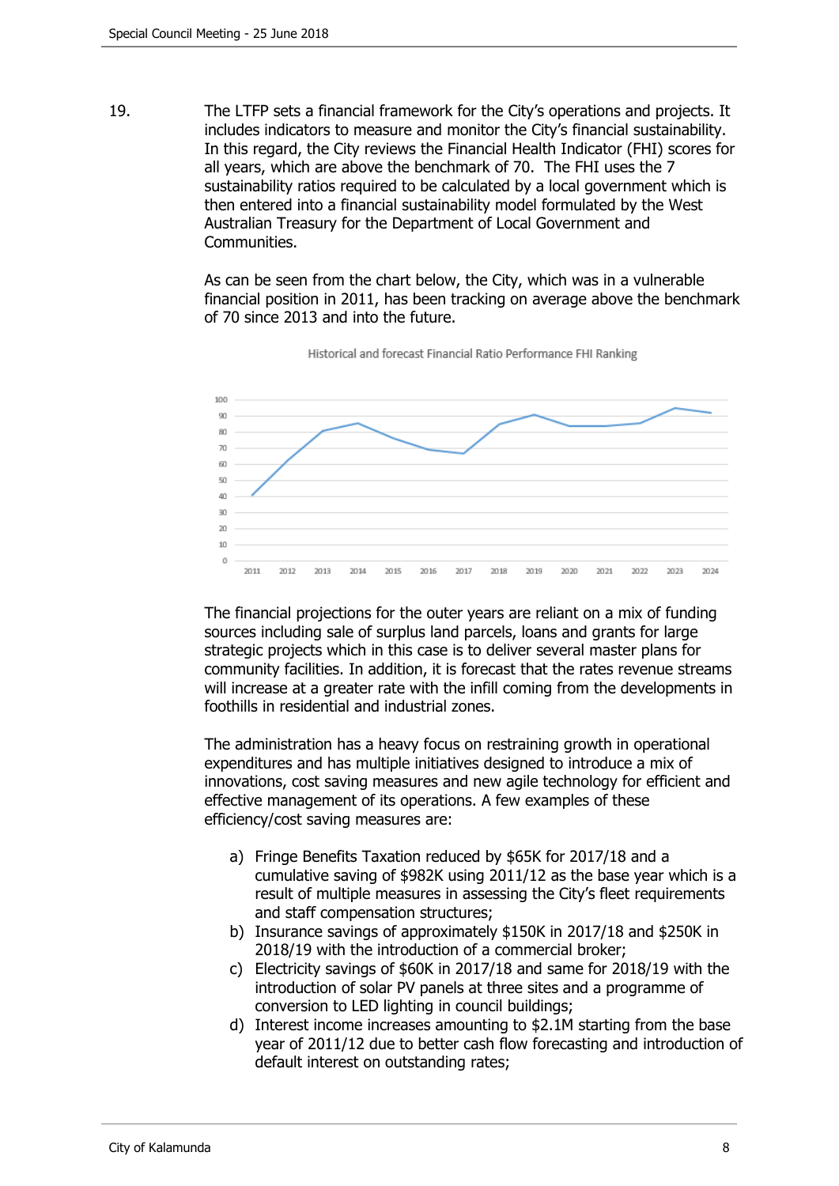19. The LTFP sets a financial framework for the City's operations and projects. It includes indicators to measure and monitor the City's financial sustainability. In this regard, the City reviews the Financial Health Indicator (FHI) scores for all years, which are above the benchmark of 70. The FHI uses the 7 sustainability ratios required to be calculated by a local government which is then entered into a financial sustainability model formulated by the West Australian Treasury for the Department of Local Government and Communities.

As can be seen from the chart below, the City, which was in a vulnerable financial position in 2011, has been tracking on average above the benchmark of 70 since 2013 and into the future.

Historical and forecast Financial Ratio Performance FHI Ranking

The financial projections for the outer years are reliant on a mix of funding sources including sale of surplus land parcels, loans and grants for large strategic projects which in this case is to deliver several master plans for community facilities. In addition, it is forecast that the rates revenue streams will increase at a greater rate with the infill coming from the developments in foothills in residential and industrial zones.

The administration has a heavy focus on restraining growth in operational expenditures and has multiple initiatives designed to introduce a mix of innovations, cost saving measures and new agile technology for efficient and effective management of its operations. A few examples of these efficiency/cost saving measures are:

a) Fringe Benefits Taxation reduced by $65K for 2017/18 and a cumulative saving of $982K using 2011/12 as the base year which is a result of multiple measures in assessing the City's fleet requirements and staff compensation structures;
b) Insurance savings of approximately $150K in 2017/18 and $250K in 2018/19 with the introduction of a commercial broker;
c) Electricity savings of $60K in 2017/18 and same for 2018/19 with the introduction of solar PV panels at three sites and a programme of conversion to LED lighting in council buildings;
d) Interest income increases amounting to $2.1M starting from the base year of 2011/12 due to better cash flow forecasting and introduction of default interest on outstanding rates;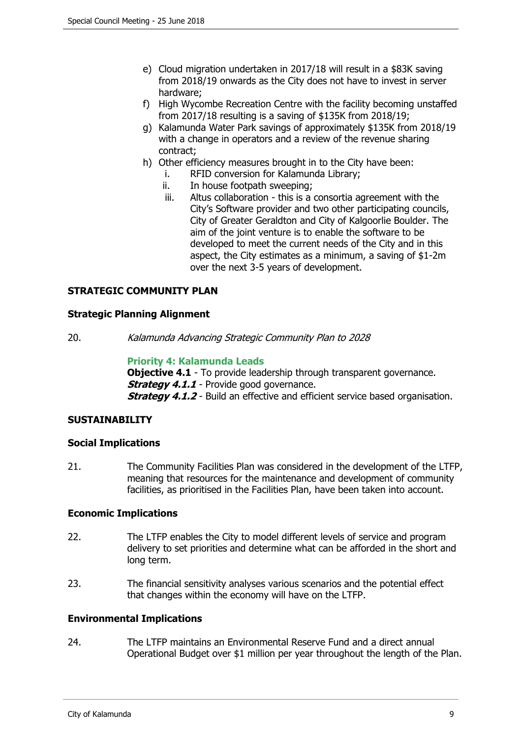e) Cloud migration undertaken in 2017/18 will result in a $83K saving from 2018/19 onwards as the City does not have to invest in server hardware;
f) High Wycombe Recreation Centre with the facility becoming unstaffed from 2017/18 resulting is a saving of $135K from 2018/19;
g) Kalamunda Water Park savings of approximately $135K from 2018/19 with a change in operators and a review of the revenue sharing contract;
h) Other efficiency measures brought in to the City have been:
    i. RFID conversion for Kalamunda Library;
    ii. In house footpath sweeping;
    iii. Altus collaboration - this is a consortia agreement with the City's Software provider and two other participating councils, City of Greater Geraldton and City of Kalgoorlie Boulder. The aim of the joint venture is to enable the software to be developed to meet the current needs of the City and in this aspect, the City estimates as a minimum, a saving of $1-2m over the next 3-5 years of development.

## STRATEGIC COMMUNITY PLAN

### Strategic Planning Alignment

20. *Kalamunda Advancing Strategic Community Plan to 2028*

**Priority 4: Kalamunda Leads**
**Objective 4.1** - To provide leadership through transparent governance.
***Strategy 4.1.1*** - Provide good governance.
***Strategy 4.1.2*** - Build an effective and efficient service based organisation.

## SUSTAINABILITY

### Social Implications

21. The Community Facilities Plan was considered in the development of the LTFP, meaning that resources for the maintenance and development of community facilities, as prioritised in the Facilities Plan, have been taken into account.

### Economic Implications

22. The LTFP enables the City to model different levels of service and program delivery to set priorities and determine what can be afforded in the short and long term.

23. The financial sensitivity analyses various scenarios and the potential effect that changes within the economy will have on the LTFP.

### Environmental Implications

24. The LTFP maintains an Environmental Reserve Fund and a direct annual Operational Budget over $1 million per year throughout the length of the Plan.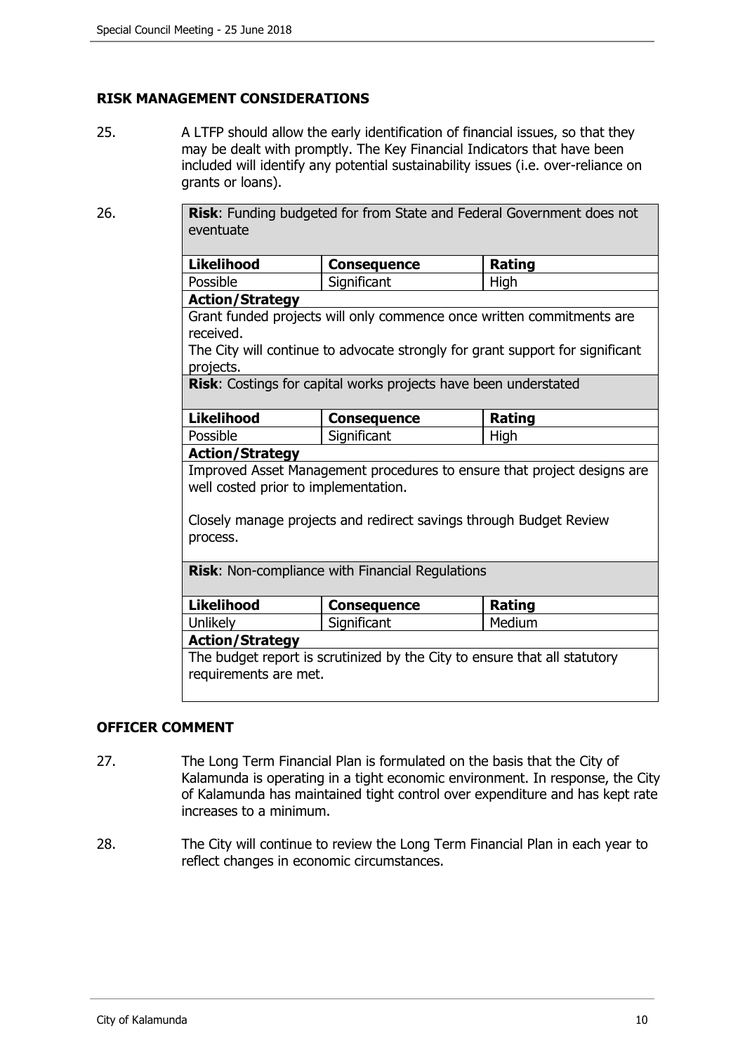## RISK MANAGEMENT CONSIDERATIONS

25. A LTFP should allow the early identification of financial issues, so that they may be dealt with promptly. The Key Financial Indicators that have been included will identify any potential sustainability issues (i.e. over-reliance on grants or loans).

26.

| **Risk**: Funding budgeted for from State and Federal Government does not eventuate | | |
|---|---|---|
| **Likelihood** | **Consequence** | **Rating** |
| Possible | Significant | High |
| **Action/Strategy** | | |
| Grant funded projects will only commence once written commitments are received. The City will continue to advocate strongly for grant support for significant projects. | | |
| **Risk**: Costings for capital works projects have been understated | | |
| **Likelihood** | **Consequence** | **Rating** |
| Possible | Significant | High |
| **Action/Strategy** | | |
| Improved Asset Management procedures to ensure that project designs are well costed prior to implementation. Closely manage projects and redirect savings through Budget Review process. | | |
| **Risk**: Non-compliance with Financial Regulations | | |
| **Likelihood** | **Consequence** | **Rating** |
| Unlikely | Significant | Medium |
| **Action/Strategy** | | |
| The budget report is scrutinized by the City to ensure that all statutory requirements are met. | | |

## OFFICER COMMENT

27. The Long Term Financial Plan is formulated on the basis that the City of Kalamunda is operating in a tight economic environment. In response, the City of Kalamunda has maintained tight control over expenditure and has kept rate increases to a minimum.

28. The City will continue to review the Long Term Financial Plan in each year to reflect changes in economic circumstances.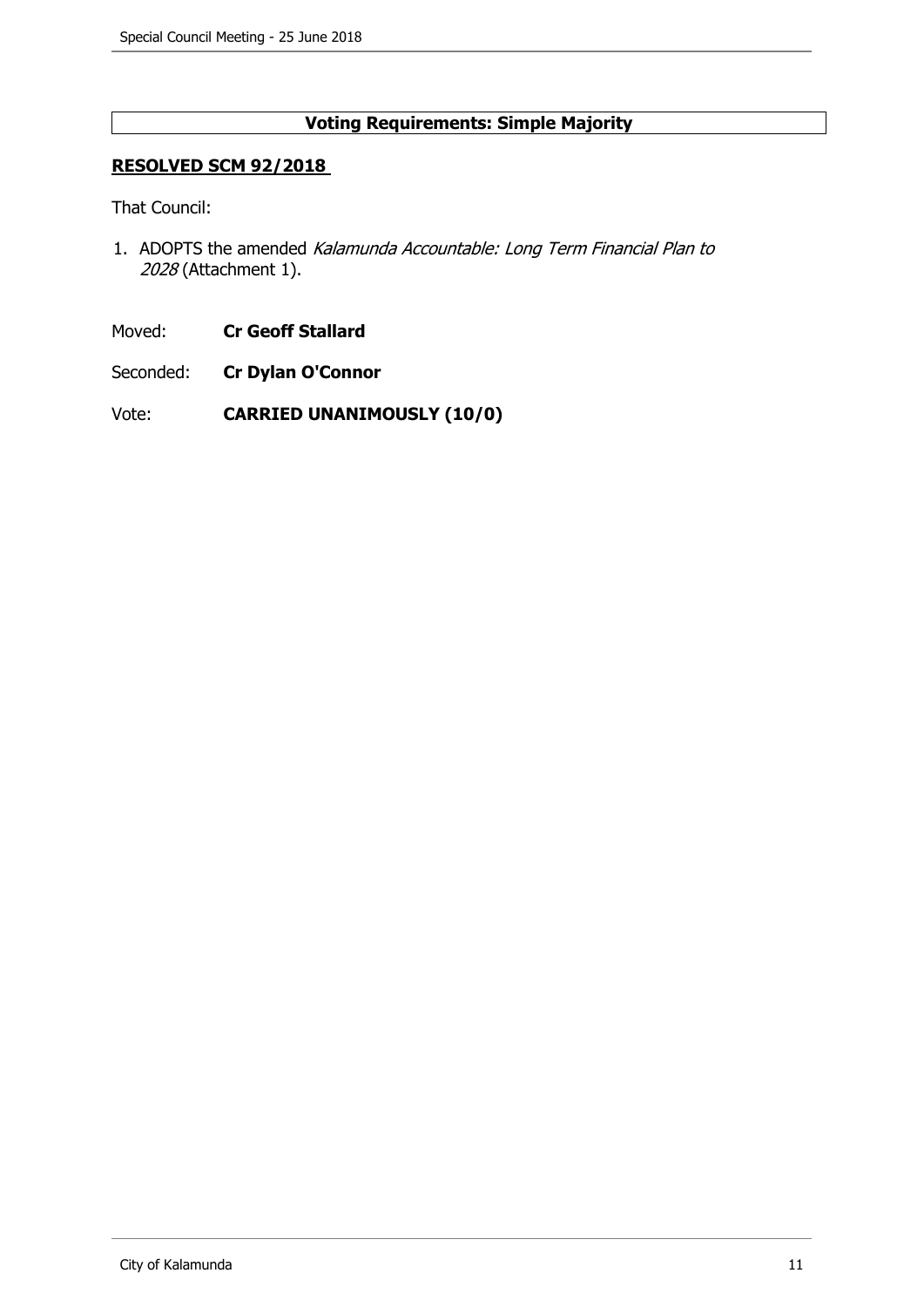**Voting Requirements: Simple Majority**

**RESOLVED SCM 92/2018**

That Council:

1. ADOPTS the amended *Kalamunda Accountable: Long Term Financial Plan to 2028* (Attachment 1).

Moved: **Cr Geoff Stallard**

Seconded: **Cr Dylan O'Connor**

Vote: **CARRIED UNANIMOUSLY (10/0)**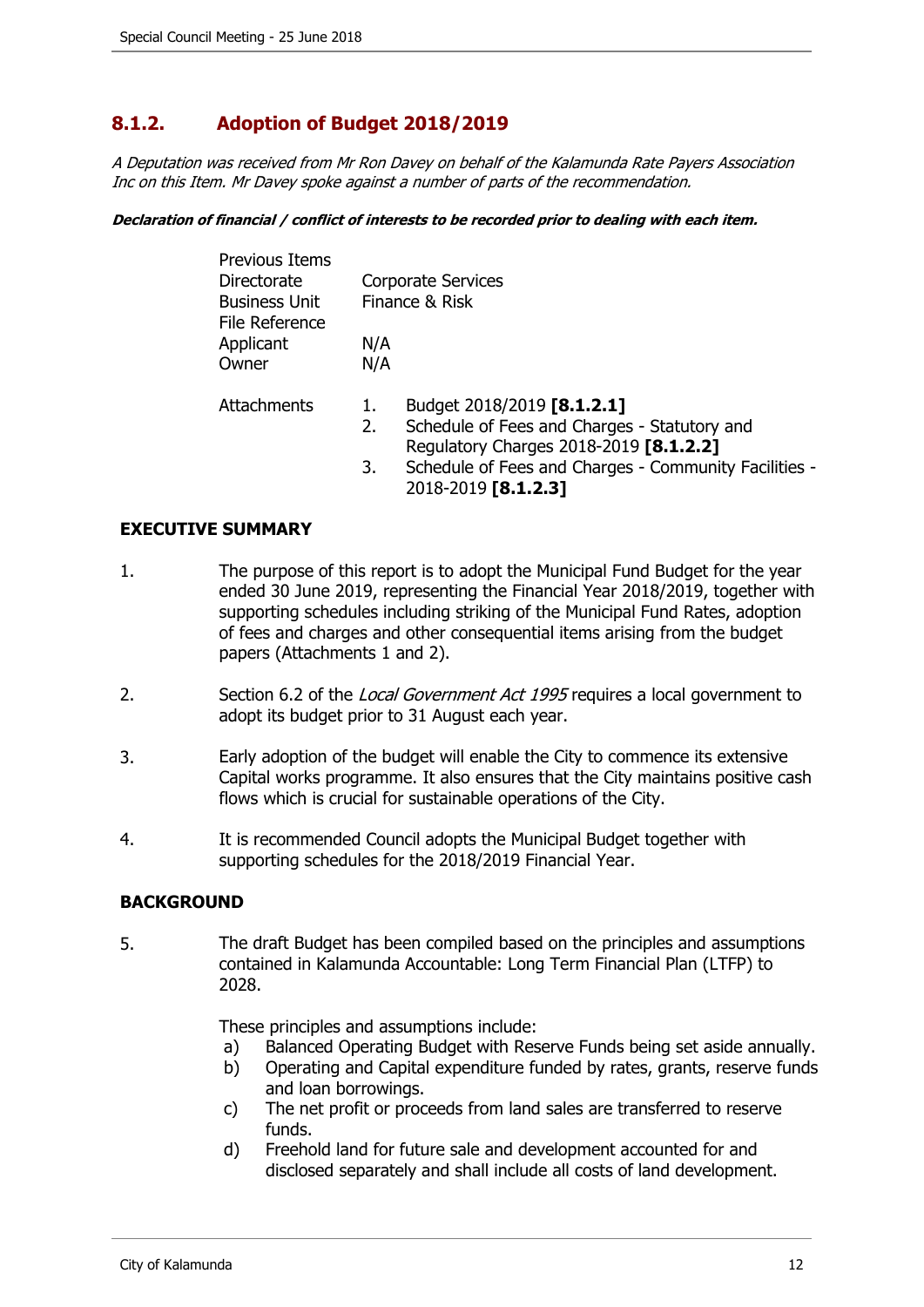## 8.1.2. Adoption of Budget 2018/2019

*A Deputation was received from Mr Ron Davey on behalf of the Kalamunda Rate Payers Association Inc on this Item. Mr Davey spoke against a number of parts of the recommendation.*

***Declaration of financial / conflict of interests to be recorded prior to dealing with each item.***

| | |
|---|---|
| Previous Items | |
| Directorate | Corporate Services |
| Business Unit | Finance & Risk |
| File Reference | |
| Applicant | N/A |
| Owner | N/A |

Attachments
1. Budget 2018/2019 **[8.1.2.1]**
2. Schedule of Fees and Charges - Statutory and Regulatory Charges 2018-2019 **[8.1.2.2]**
3. Schedule of Fees and Charges - Community Facilities - 2018-2019 **[8.1.2.3]**

**EXECUTIVE SUMMARY**

1. The purpose of this report is to adopt the Municipal Fund Budget for the year ended 30 June 2019, representing the Financial Year 2018/2019, together with supporting schedules including striking of the Municipal Fund Rates, adoption of fees and charges and other consequential items arising from the budget papers (Attachments 1 and 2).

2. Section 6.2 of the *Local Government Act 1995* requires a local government to adopt its budget prior to 31 August each year.

3. Early adoption of the budget will enable the City to commence its extensive Capital works programme. It also ensures that the City maintains positive cash flows which is crucial for sustainable operations of the City.

4. It is recommended Council adopts the Municipal Budget together with supporting schedules for the 2018/2019 Financial Year.

**BACKGROUND**

5. The draft Budget has been compiled based on the principles and assumptions contained in Kalamunda Accountable: Long Term Financial Plan (LTFP) to 2028.

   These principles and assumptions include:
   a) Balanced Operating Budget with Reserve Funds being set aside annually.
   b) Operating and Capital expenditure funded by rates, grants, reserve funds and loan borrowings.
   c) The net profit or proceeds from land sales are transferred to reserve funds.
   d) Freehold land for future sale and development accounted for and disclosed separately and shall include all costs of land development.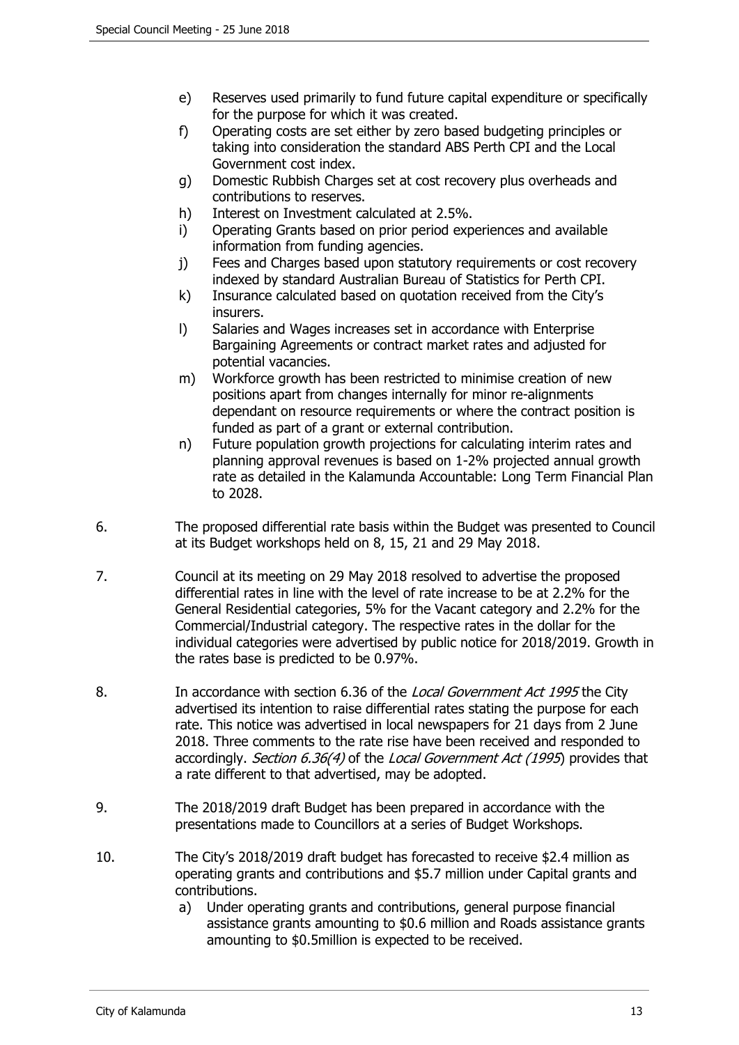e) Reserves used primarily to fund future capital expenditure or specifically for the purpose for which it was created.

f) Operating costs are set either by zero based budgeting principles or taking into consideration the standard ABS Perth CPI and the Local Government cost index.

g) Domestic Rubbish Charges set at cost recovery plus overheads and contributions to reserves.

h) Interest on Investment calculated at 2.5%.

i) Operating Grants based on prior period experiences and available information from funding agencies.

j) Fees and Charges based upon statutory requirements or cost recovery indexed by standard Australian Bureau of Statistics for Perth CPI.

k) Insurance calculated based on quotation received from the City's insurers.

l) Salaries and Wages increases set in accordance with Enterprise Bargaining Agreements or contract market rates and adjusted for potential vacancies.

m) Workforce growth has been restricted to minimise creation of new positions apart from changes internally for minor re-alignments dependant on resource requirements or where the contract position is funded as part of a grant or external contribution.

n) Future population growth projections for calculating interim rates and planning approval revenues is based on 1-2% projected annual growth rate as detailed in the Kalamunda Accountable: Long Term Financial Plan to 2028.

6. The proposed differential rate basis within the Budget was presented to Council at its Budget workshops held on 8, 15, 21 and 29 May 2018.

7. Council at its meeting on 29 May 2018 resolved to advertise the proposed differential rates in line with the level of rate increase to be at 2.2% for the General Residential categories, 5% for the Vacant category and 2.2% for the Commercial/Industrial category. The respective rates in the dollar for the individual categories were advertised by public notice for 2018/2019. Growth in the rates base is predicted to be 0.97%.

8. In accordance with section 6.36 of the *Local Government Act 1995* the City advertised its intention to raise differential rates stating the purpose for each rate. This notice was advertised in local newspapers for 21 days from 2 June 2018. Three comments to the rate rise have been received and responded to accordingly. *Section 6.36(4)* of the *Local Government Act (1995*) provides that a rate different to that advertised, may be adopted.

9. The 2018/2019 draft Budget has been prepared in accordance with the presentations made to Councillors at a series of Budget Workshops.

10. The City's 2018/2019 draft budget has forecasted to receive $2.4 million as operating grants and contributions and $5.7 million under Capital grants and contributions.

    a) Under operating grants and contributions, general purpose financial assistance grants amounting to $0.6 million and Roads assistance grants amounting to $0.5million is expected to be received.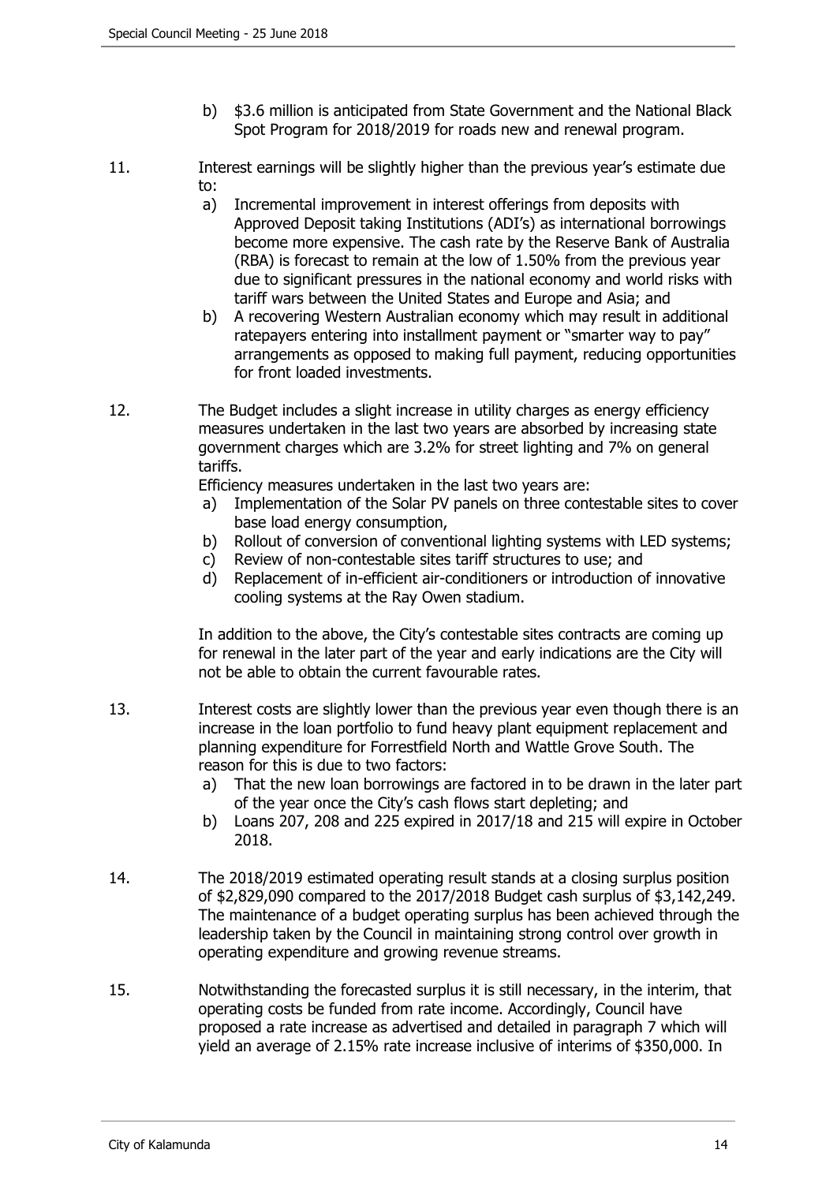b) $3.6 million is anticipated from State Government and the National Black Spot Program for 2018/2019 for roads new and renewal program.

11. Interest earnings will be slightly higher than the previous year's estimate due to:
    a) Incremental improvement in interest offerings from deposits with Approved Deposit taking Institutions (ADI's) as international borrowings become more expensive. The cash rate by the Reserve Bank of Australia (RBA) is forecast to remain at the low of 1.50% from the previous year due to significant pressures in the national economy and world risks with tariff wars between the United States and Europe and Asia; and
    b) A recovering Western Australian economy which may result in additional ratepayers entering into installment payment or "smarter way to pay" arrangements as opposed to making full payment, reducing opportunities for front loaded investments.

12. The Budget includes a slight increase in utility charges as energy efficiency measures undertaken in the last two years are absorbed by increasing state government charges which are 3.2% for street lighting and 7% on general tariffs.

    Efficiency measures undertaken in the last two years are:
    a) Implementation of the Solar PV panels on three contestable sites to cover base load energy consumption,
    b) Rollout of conversion of conventional lighting systems with LED systems;
    c) Review of non-contestable sites tariff structures to use; and
    d) Replacement of in-efficient air-conditioners or introduction of innovative cooling systems at the Ray Owen stadium.

    In addition to the above, the City's contestable sites contracts are coming up for renewal in the later part of the year and early indications are the City will not be able to obtain the current favourable rates.

13. Interest costs are slightly lower than the previous year even though there is an increase in the loan portfolio to fund heavy plant equipment replacement and planning expenditure for Forrestfield North and Wattle Grove South. The reason for this is due to two factors:
    a) That the new loan borrowings are factored in to be drawn in the later part of the year once the City's cash flows start depleting; and
    b) Loans 207, 208 and 225 expired in 2017/18 and 215 will expire in October 2018.

14. The 2018/2019 estimated operating result stands at a closing surplus position of $2,829,090 compared to the 2017/2018 Budget cash surplus of $3,142,249. The maintenance of a budget operating surplus has been achieved through the leadership taken by the Council in maintaining strong control over growth in operating expenditure and growing revenue streams.

15. Notwithstanding the forecasted surplus it is still necessary, in the interim, that operating costs be funded from rate income. Accordingly, Council have proposed a rate increase as advertised and detailed in paragraph 7 which will yield an average of 2.15% rate increase inclusive of interims of $350,000. In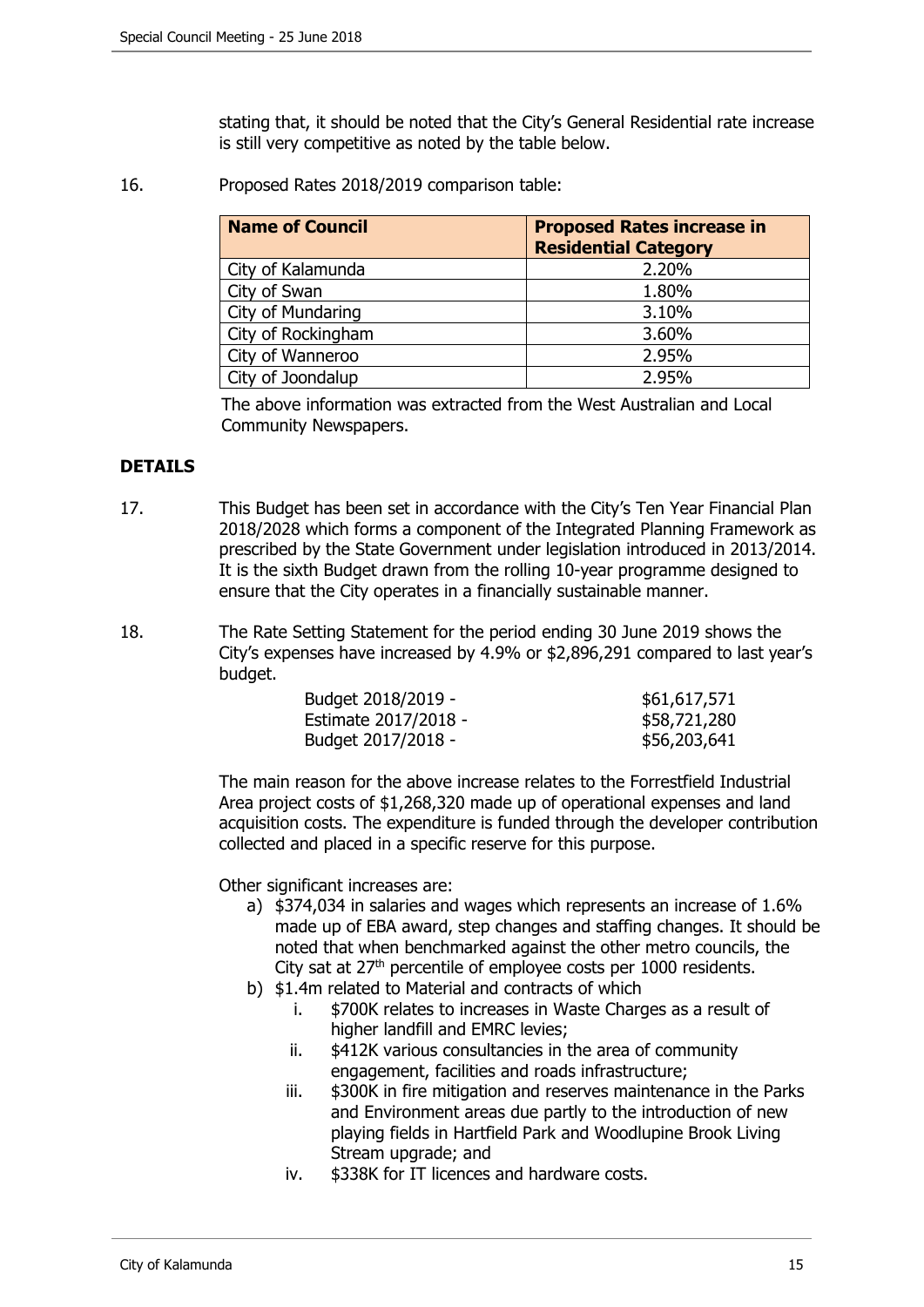stating that, it should be noted that the City's General Residential rate increase is still very competitive as noted by the table below.

16. Proposed Rates 2018/2019 comparison table:

| Name of Council | Proposed Rates increase in Residential Category |
|---|---|
| City of Kalamunda | 2.20% |
| City of Swan | 1.80% |
| City of Mundaring | 3.10% |
| City of Rockingham | 3.60% |
| City of Wanneroo | 2.95% |
| City of Joondalup | 2.95% |

The above information was extracted from the West Australian and Local Community Newspapers.

## DETAILS

17. This Budget has been set in accordance with the City's Ten Year Financial Plan 2018/2028 which forms a component of the Integrated Planning Framework as prescribed by the State Government under legislation introduced in 2013/2014. It is the sixth Budget drawn from the rolling 10-year programme designed to ensure that the City operates in a financially sustainable manner.

18. The Rate Setting Statement for the period ending 30 June 2019 shows the City's expenses have increased by 4.9% or $2,896,291 compared to last year's budget.

| | |
|---|---|
| Budget 2018/2019 - | $61,617,571 |
| Estimate 2017/2018 - | $58,721,280 |
| Budget 2017/2018 - | $56,203,641 |

The main reason for the above increase relates to the Forrestfield Industrial Area project costs of $1,268,320 made up of operational expenses and land acquisition costs. The expenditure is funded through the developer contribution collected and placed in a specific reserve for this purpose.

Other significant increases are:

a) $374,034 in salaries and wages which represents an increase of 1.6% made up of EBA award, step changes and staffing changes. It should be noted that when benchmarked against the other metro councils, the City sat at 27th percentile of employee costs per 1000 residents.
b) $1.4m related to Material and contracts of which
    i. $700K relates to increases in Waste Charges as a result of higher landfill and EMRC levies;
    ii. $412K various consultancies in the area of community engagement, facilities and roads infrastructure;
    iii. $300K in fire mitigation and reserves maintenance in the Parks and Environment areas due partly to the introduction of new playing fields in Hartfield Park and Woodlupine Brook Living Stream upgrade; and
    iv. $338K for IT licences and hardware costs.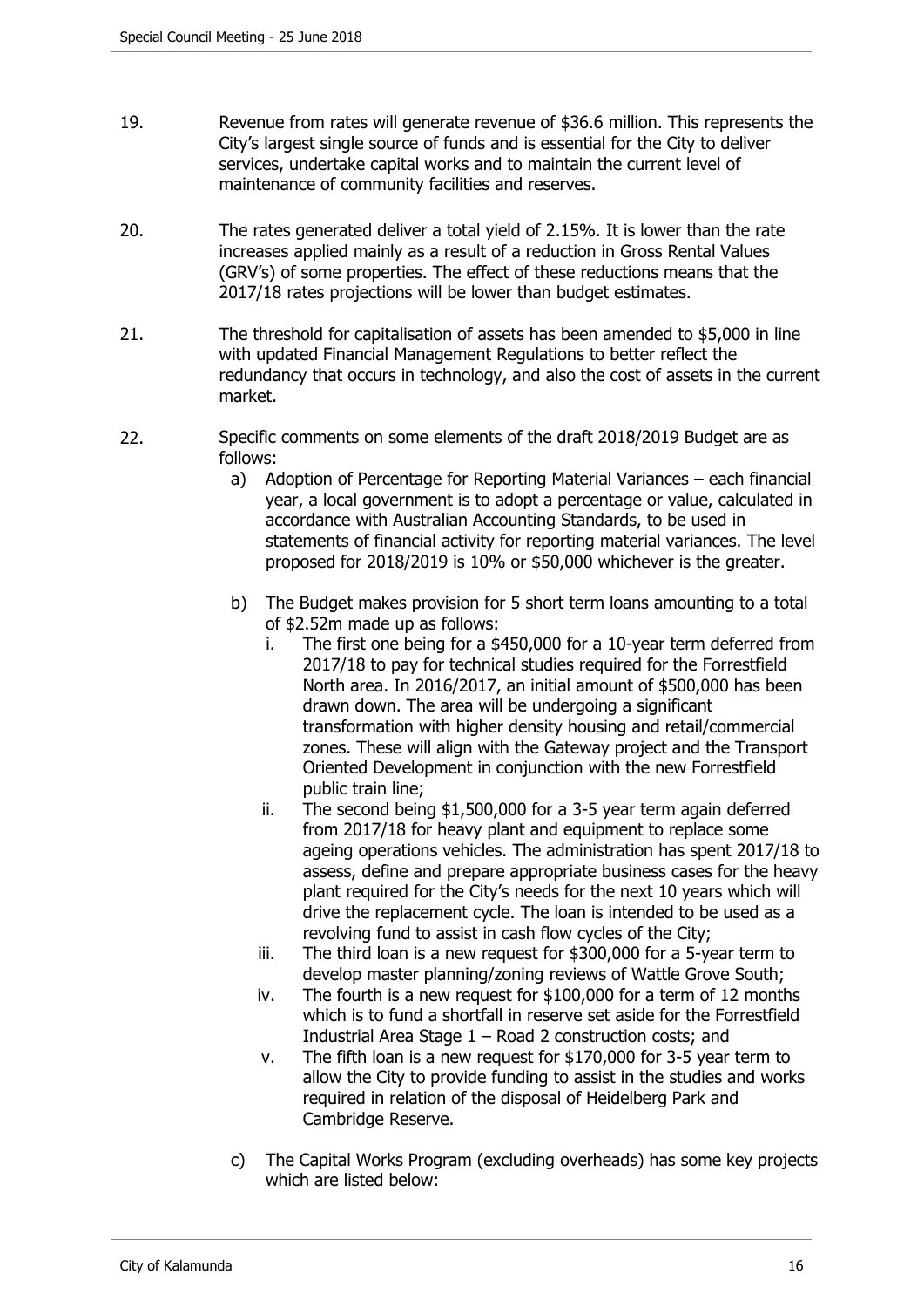19. Revenue from rates will generate revenue of $36.6 million. This represents the City's largest single source of funds and is essential for the City to deliver services, undertake capital works and to maintain the current level of maintenance of community facilities and reserves.

20. The rates generated deliver a total yield of 2.15%. It is lower than the rate increases applied mainly as a result of a reduction in Gross Rental Values (GRV's) of some properties. The effect of these reductions means that the 2017/18 rates projections will be lower than budget estimates.

21. The threshold for capitalisation of assets has been amended to $5,000 in line with updated Financial Management Regulations to better reflect the redundancy that occurs in technology, and also the cost of assets in the current market.

22. Specific comments on some elements of the draft 2018/2019 Budget are as follows:

    a) Adoption of Percentage for Reporting Material Variances – each financial year, a local government is to adopt a percentage or value, calculated in accordance with Australian Accounting Standards, to be used in statements of financial activity for reporting material variances. The level proposed for 2018/2019 is 10% or $50,000 whichever is the greater.

    b) The Budget makes provision for 5 short term loans amounting to a total of $2.52m made up as follows:

        i. The first one being for a $450,000 for a 10-year term deferred from 2017/18 to pay for technical studies required for the Forrestfield North area. In 2016/2017, an initial amount of $500,000 has been drawn down. The area will be undergoing a significant transformation with higher density housing and retail/commercial zones. These will align with the Gateway project and the Transport Oriented Development in conjunction with the new Forrestfield public train line;

        ii. The second being $1,500,000 for a 3-5 year term again deferred from 2017/18 for heavy plant and equipment to replace some ageing operations vehicles. The administration has spent 2017/18 to assess, define and prepare appropriate business cases for the heavy plant required for the City's needs for the next 10 years which will drive the replacement cycle. The loan is intended to be used as a revolving fund to assist in cash flow cycles of the City;

        iii. The third loan is a new request for $300,000 for a 5-year term to develop master planning/zoning reviews of Wattle Grove South;

        iv. The fourth is a new request for $100,000 for a term of 12 months which is to fund a shortfall in reserve set aside for the Forrestfield Industrial Area Stage 1 – Road 2 construction costs; and

        v. The fifth loan is a new request for $170,000 for 3-5 year term to allow the City to provide funding to assist in the studies and works required in relation of the disposal of Heidelberg Park and Cambridge Reserve.

    c) The Capital Works Program (excluding overheads) has some key projects which are listed below: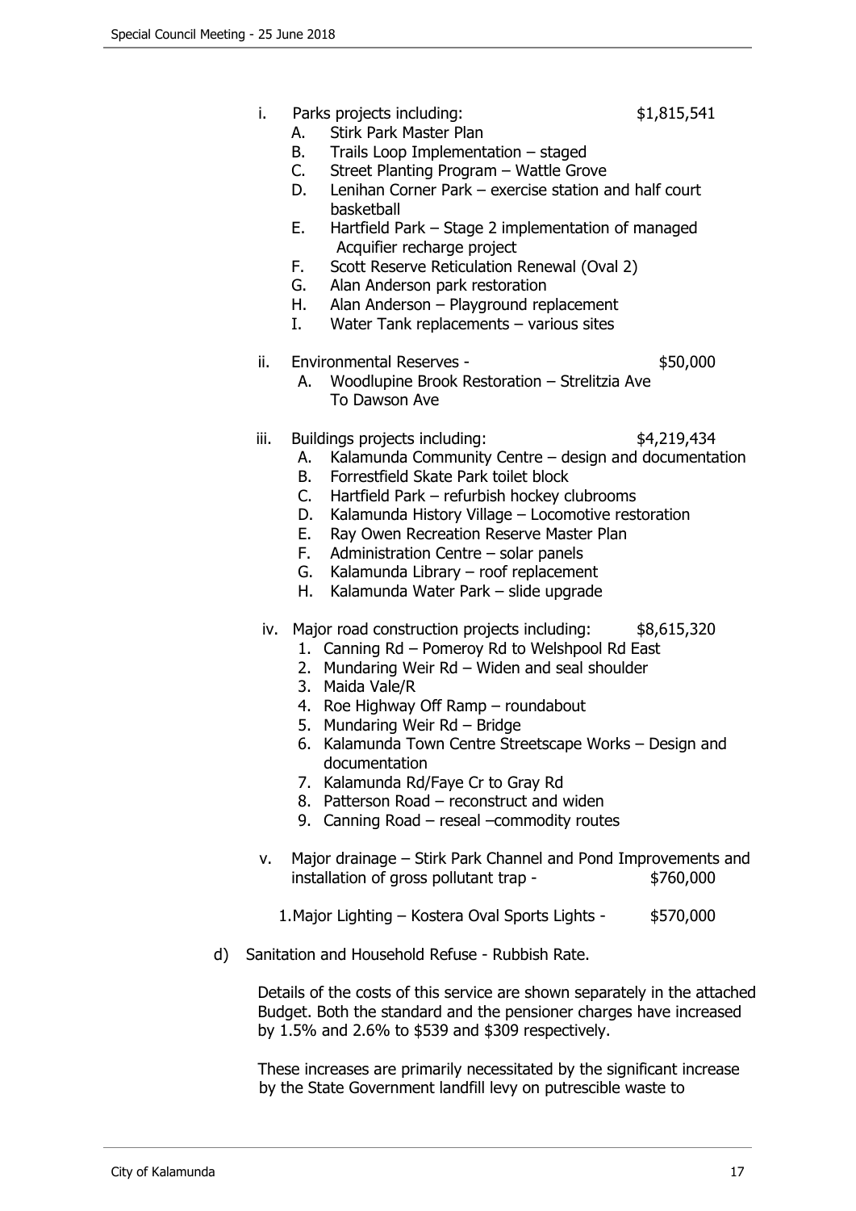i. Parks projects including: $1,815,541

   A. Stirk Park Master Plan
   B. Trails Loop Implementation – staged
   C. Street Planting Program – Wattle Grove
   D. Lenihan Corner Park – exercise station and half court basketball
   E. Hartfield Park – Stage 2 implementation of managed Acquifier recharge project
   F. Scott Reserve Reticulation Renewal (Oval 2)
   G. Alan Anderson park restoration
   H. Alan Anderson – Playground replacement
   I. Water Tank replacements – various sites

ii. Environmental Reserves - $50,000

   A. Woodlupine Brook Restoration – Strelitzia Ave To Dawson Ave

iii. Buildings projects including: $4,219,434

   A. Kalamunda Community Centre – design and documentation
   B. Forrestfield Skate Park toilet block
   C. Hartfield Park – refurbish hockey clubrooms
   D. Kalamunda History Village – Locomotive restoration
   E. Ray Owen Recreation Reserve Master Plan
   F. Administration Centre – solar panels
   G. Kalamunda Library – roof replacement
   H. Kalamunda Water Park – slide upgrade

iv. Major road construction projects including: $8,615,320

   1. Canning Rd – Pomeroy Rd to Welshpool Rd East
   2. Mundaring Weir Rd – Widen and seal shoulder
   3. Maida Vale/R
   4. Roe Highway Off Ramp – roundabout
   5. Mundaring Weir Rd – Bridge
   6. Kalamunda Town Centre Streetscape Works – Design and documentation
   7. Kalamunda Rd/Faye Cr to Gray Rd
   8. Patterson Road – reconstruct and widen
   9. Canning Road – reseal –commodity routes

v. Major drainage – Stirk Park Channel and Pond Improvements and installation of gross pollutant trap - $760,000

   1. Major Lighting – Kostera Oval Sports Lights - $570,000

d) Sanitation and Household Refuse - Rubbish Rate.

   Details of the costs of this service are shown separately in the attached Budget. Both the standard and the pensioner charges have increased by 1.5% and 2.6% to $539 and $309 respectively.

   These increases are primarily necessitated by the significant increase by the State Government landfill levy on putrescible waste to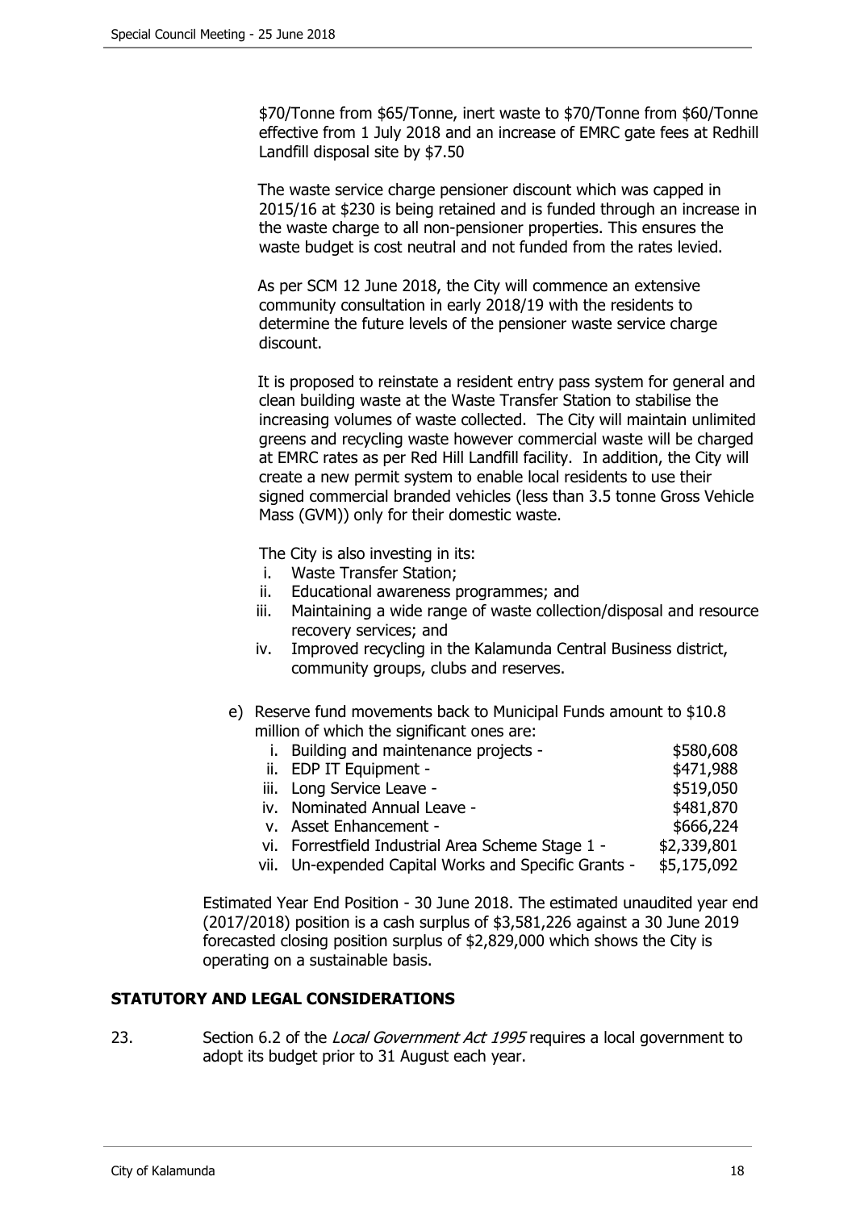$70/Tonne from $65/Tonne, inert waste to $70/Tonne from $60/Tonne effective from 1 July 2018 and an increase of EMRC gate fees at Redhill Landfill disposal site by $7.50

The waste service charge pensioner discount which was capped in 2015/16 at $230 is being retained and is funded through an increase in the waste charge to all non-pensioner properties. This ensures the waste budget is cost neutral and not funded from the rates levied.

As per SCM 12 June 2018, the City will commence an extensive community consultation in early 2018/19 with the residents to determine the future levels of the pensioner waste service charge discount.

It is proposed to reinstate a resident entry pass system for general and clean building waste at the Waste Transfer Station to stabilise the increasing volumes of waste collected. The City will maintain unlimited greens and recycling waste however commercial waste will be charged at EMRC rates as per Red Hill Landfill facility. In addition, the City will create a new permit system to enable local residents to use their signed commercial branded vehicles (less than 3.5 tonne Gross Vehicle Mass (GVM)) only for their domestic waste.

The City is also investing in its:

i. Waste Transfer Station;
ii. Educational awareness programmes; and
iii. Maintaining a wide range of waste collection/disposal and resource recovery services; and
iv. Improved recycling in the Kalamunda Central Business district, community groups, clubs and reserves.

e) Reserve fund movements back to Municipal Funds amount to $10.8 million of which the significant ones are:

| | |
|---|---|
| i. Building and maintenance projects - | $580,608 |
| ii. EDP IT Equipment - | $471,988 |
| iii. Long Service Leave - | $519,050 |
| iv. Nominated Annual Leave - | $481,870 |
| v. Asset Enhancement - | $666,224 |
| vi. Forrestfield Industrial Area Scheme Stage 1 - | $2,339,801 |
| vii. Un-expended Capital Works and Specific Grants - | $5,175,092 |

Estimated Year End Position - 30 June 2018. The estimated unaudited year end (2017/2018) position is a cash surplus of $3,581,226 against a 30 June 2019 forecasted closing position surplus of $2,829,000 which shows the City is operating on a sustainable basis.

## STATUTORY AND LEGAL CONSIDERATIONS

23. Section 6.2 of the *Local Government Act 1995* requires a local government to adopt its budget prior to 31 August each year.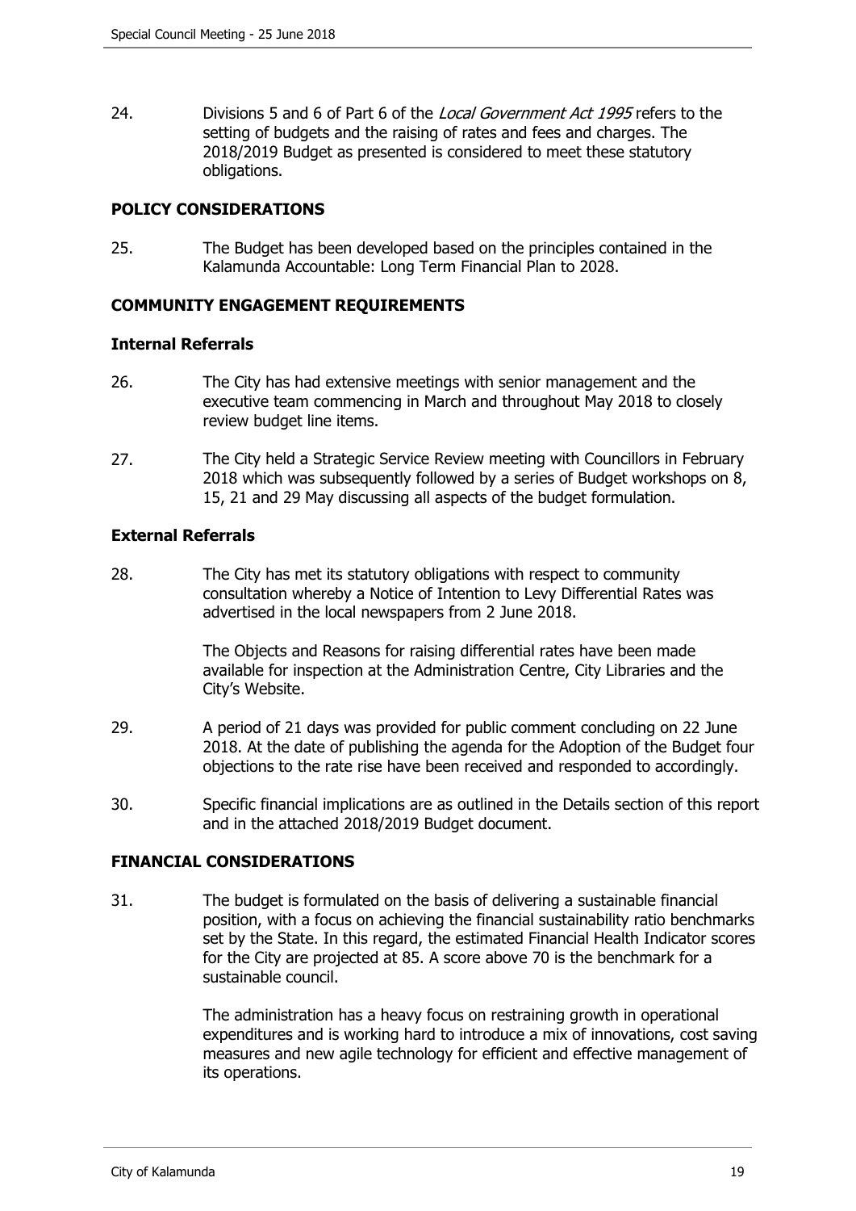24. Divisions 5 and 6 of Part 6 of the *Local Government Act 1995* refers to the setting of budgets and the raising of rates and fees and charges. The 2018/2019 Budget as presented is considered to meet these statutory obligations.

## POLICY CONSIDERATIONS

25. The Budget has been developed based on the principles contained in the Kalamunda Accountable: Long Term Financial Plan to 2028.

## COMMUNITY ENGAGEMENT REQUIREMENTS

### Internal Referrals

26. The City has had extensive meetings with senior management and the executive team commencing in March and throughout May 2018 to closely review budget line items.

27. The City held a Strategic Service Review meeting with Councillors in February 2018 which was subsequently followed by a series of Budget workshops on 8, 15, 21 and 29 May discussing all aspects of the budget formulation.

### External Referrals

28. The City has met its statutory obligations with respect to community consultation whereby a Notice of Intention to Levy Differential Rates was advertised in the local newspapers from 2 June 2018.

    The Objects and Reasons for raising differential rates have been made available for inspection at the Administration Centre, City Libraries and the City's Website.

29. A period of 21 days was provided for public comment concluding on 22 June 2018. At the date of publishing the agenda for the Adoption of the Budget four objections to the rate rise have been received and responded to accordingly.

30. Specific financial implications are as outlined in the Details section of this report and in the attached 2018/2019 Budget document.

## FINANCIAL CONSIDERATIONS

31. The budget is formulated on the basis of delivering a sustainable financial position, with a focus on achieving the financial sustainability ratio benchmarks set by the State. In this regard, the estimated Financial Health Indicator scores for the City are projected at 85. A score above 70 is the benchmark for a sustainable council.

    The administration has a heavy focus on restraining growth in operational expenditures and is working hard to introduce a mix of innovations, cost saving measures and new agile technology for efficient and effective management of its operations.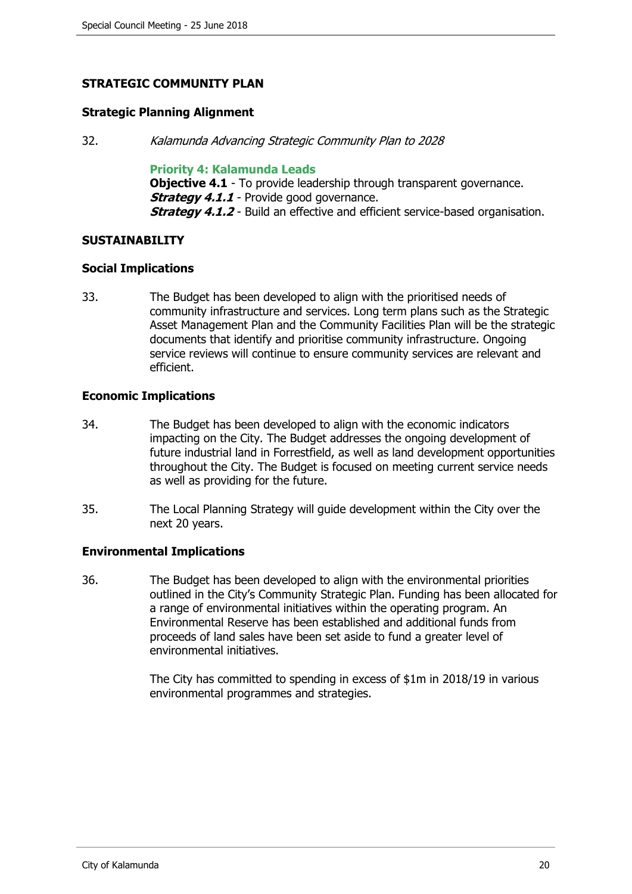## STRATEGIC COMMUNITY PLAN

### Strategic Planning Alignment

32. *Kalamunda Advancing Strategic Community Plan to 2028*

    **Priority 4: Kalamunda Leads**
    **Objective 4.1** - To provide leadership through transparent governance.
    ***Strategy 4.1.1*** - Provide good governance.
    ***Strategy 4.1.2*** - Build an effective and efficient service-based organisation.

## SUSTAINABILITY

### Social Implications

33. The Budget has been developed to align with the prioritised needs of community infrastructure and services. Long term plans such as the Strategic Asset Management Plan and the Community Facilities Plan will be the strategic documents that identify and prioritise community infrastructure. Ongoing service reviews will continue to ensure community services are relevant and efficient.

### Economic Implications

34. The Budget has been developed to align with the economic indicators impacting on the City. The Budget addresses the ongoing development of future industrial land in Forrestfield, as well as land development opportunities throughout the City. The Budget is focused on meeting current service needs as well as providing for the future.

35. The Local Planning Strategy will guide development within the City over the next 20 years.

### Environmental Implications

36. The Budget has been developed to align with the environmental priorities outlined in the City's Community Strategic Plan. Funding has been allocated for a range of environmental initiatives within the operating program. An Environmental Reserve has been established and additional funds from proceeds of land sales have been set aside to fund a greater level of environmental initiatives.

    The City has committed to spending in excess of $1m in 2018/19 in various environmental programmes and strategies.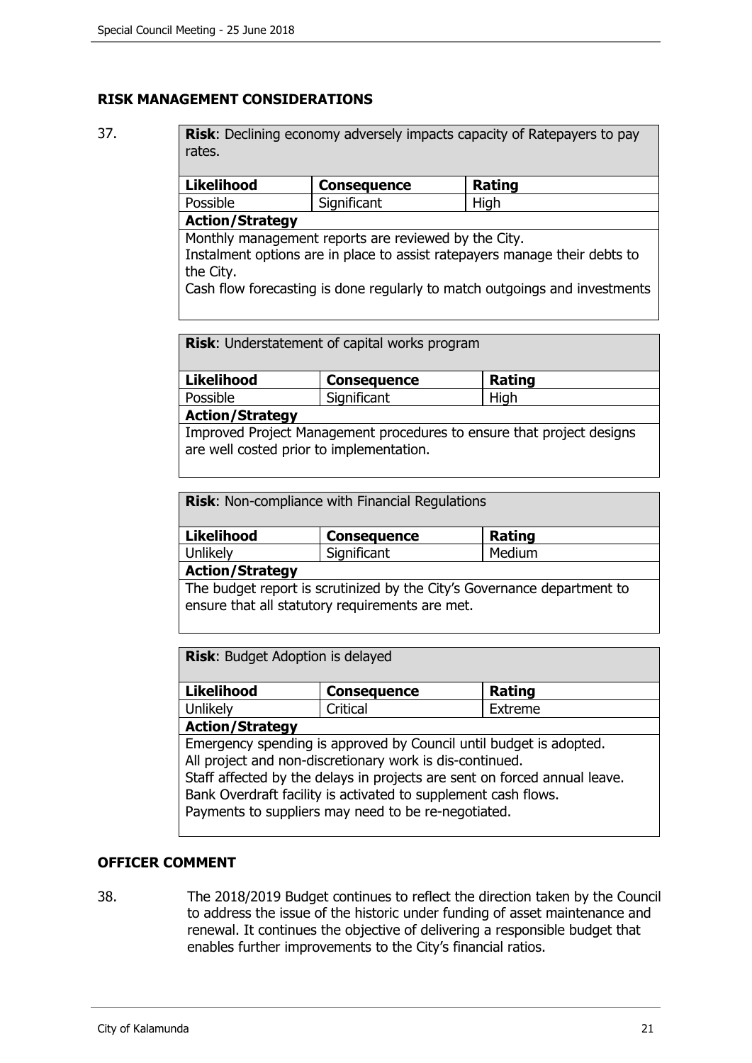## RISK MANAGEMENT CONSIDERATIONS

37.

| **Risk**: Declining economy adversely impacts capacity of Ratepayers to pay rates. | | |
|---|---|---|
| **Likelihood** | **Consequence** | **Rating** |
| Possible | Significant | High |
| **Action/Strategy** | | |
| Monthly management reports are reviewed by the City. Instalment options are in place to assist ratepayers manage their debts to the City. Cash flow forecasting is done regularly to match outgoings and investments | | |

| **Risk**: Understatement of capital works program | | |
|---|---|---|
| **Likelihood** | **Consequence** | **Rating** |
| Possible | Significant | High |
| **Action/Strategy** | | |
| Improved Project Management procedures to ensure that project designs are well costed prior to implementation. | | |

| **Risk**: Non-compliance with Financial Regulations | | |
|---|---|---|
| **Likelihood** | **Consequence** | **Rating** |
| Unlikely | Significant | Medium |
| **Action/Strategy** | | |
| The budget report is scrutinized by the City's Governance department to ensure that all statutory requirements are met. | | |

| **Risk**: Budget Adoption is delayed | | |
|---|---|---|
| **Likelihood** | **Consequence** | **Rating** |
| Unlikely | Critical | Extreme |
| **Action/Strategy** | | |
| Emergency spending is approved by Council until budget is adopted. All project and non-discretionary work is dis-continued. Staff affected by the delays in projects are sent on forced annual leave. Bank Overdraft facility is activated to supplement cash flows. Payments to suppliers may need to be re-negotiated. | | |

## OFFICER COMMENT

38. The 2018/2019 Budget continues to reflect the direction taken by the Council to address the issue of the historic under funding of asset maintenance and renewal. It continues the objective of delivering a responsible budget that enables further improvements to the City's financial ratios.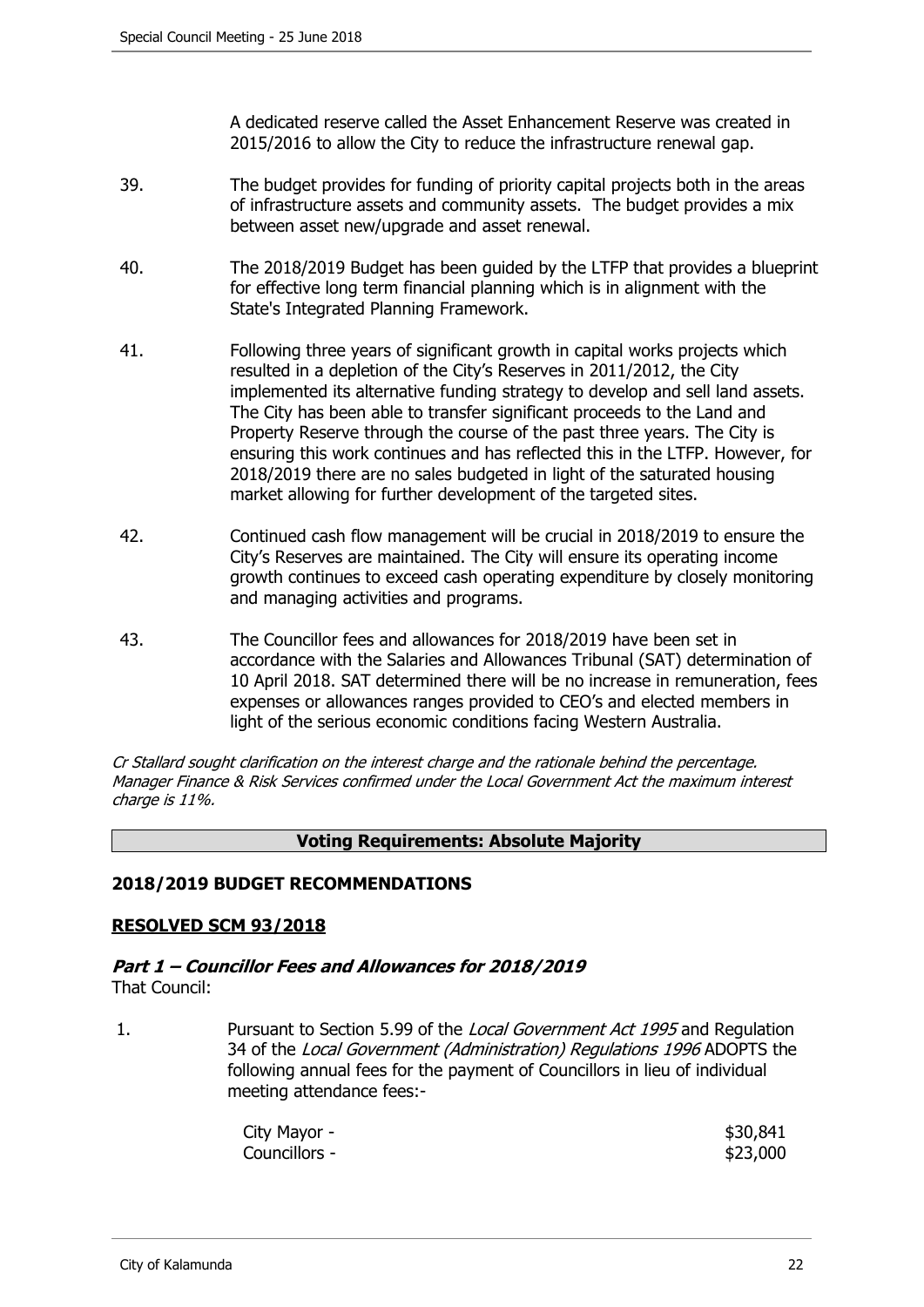A dedicated reserve called the Asset Enhancement Reserve was created in 2015/2016 to allow the City to reduce the infrastructure renewal gap.

39. The budget provides for funding of priority capital projects both in the areas of infrastructure assets and community assets. The budget provides a mix between asset new/upgrade and asset renewal.

40. The 2018/2019 Budget has been guided by the LTFP that provides a blueprint for effective long term financial planning which is in alignment with the State's Integrated Planning Framework.

41. Following three years of significant growth in capital works projects which resulted in a depletion of the City's Reserves in 2011/2012, the City implemented its alternative funding strategy to develop and sell land assets. The City has been able to transfer significant proceeds to the Land and Property Reserve through the course of the past three years. The City is ensuring this work continues and has reflected this in the LTFP. However, for 2018/2019 there are no sales budgeted in light of the saturated housing market allowing for further development of the targeted sites.

42. Continued cash flow management will be crucial in 2018/2019 to ensure the City's Reserves are maintained. The City will ensure its operating income growth continues to exceed cash operating expenditure by closely monitoring and managing activities and programs.

43. The Councillor fees and allowances for 2018/2019 have been set in accordance with the Salaries and Allowances Tribunal (SAT) determination of 10 April 2018. SAT determined there will be no increase in remuneration, fees expenses or allowances ranges provided to CEO's and elected members in light of the serious economic conditions facing Western Australia.

*Cr Stallard sought clarification on the interest charge and the rationale behind the percentage. Manager Finance & Risk Services confirmed under the Local Government Act the maximum interest charge is 11%.*

**Voting Requirements: Absolute Majority**

## 2018/2019 BUDGET RECOMMENDATIONS

**RESOLVED SCM 93/2018**

### *Part 1 – Councillor Fees and Allowances for 2018/2019*

That Council:

1. Pursuant to Section 5.99 of the *Local Government Act 1995* and Regulation 34 of the *Local Government (Administration) Regulations 1996* ADOPTS the following annual fees for the payment of Councillors in lieu of individual meeting attendance fees:-

| | |
|---|---|
| City Mayor - | $30,841 |
| Councillors - | $23,000 |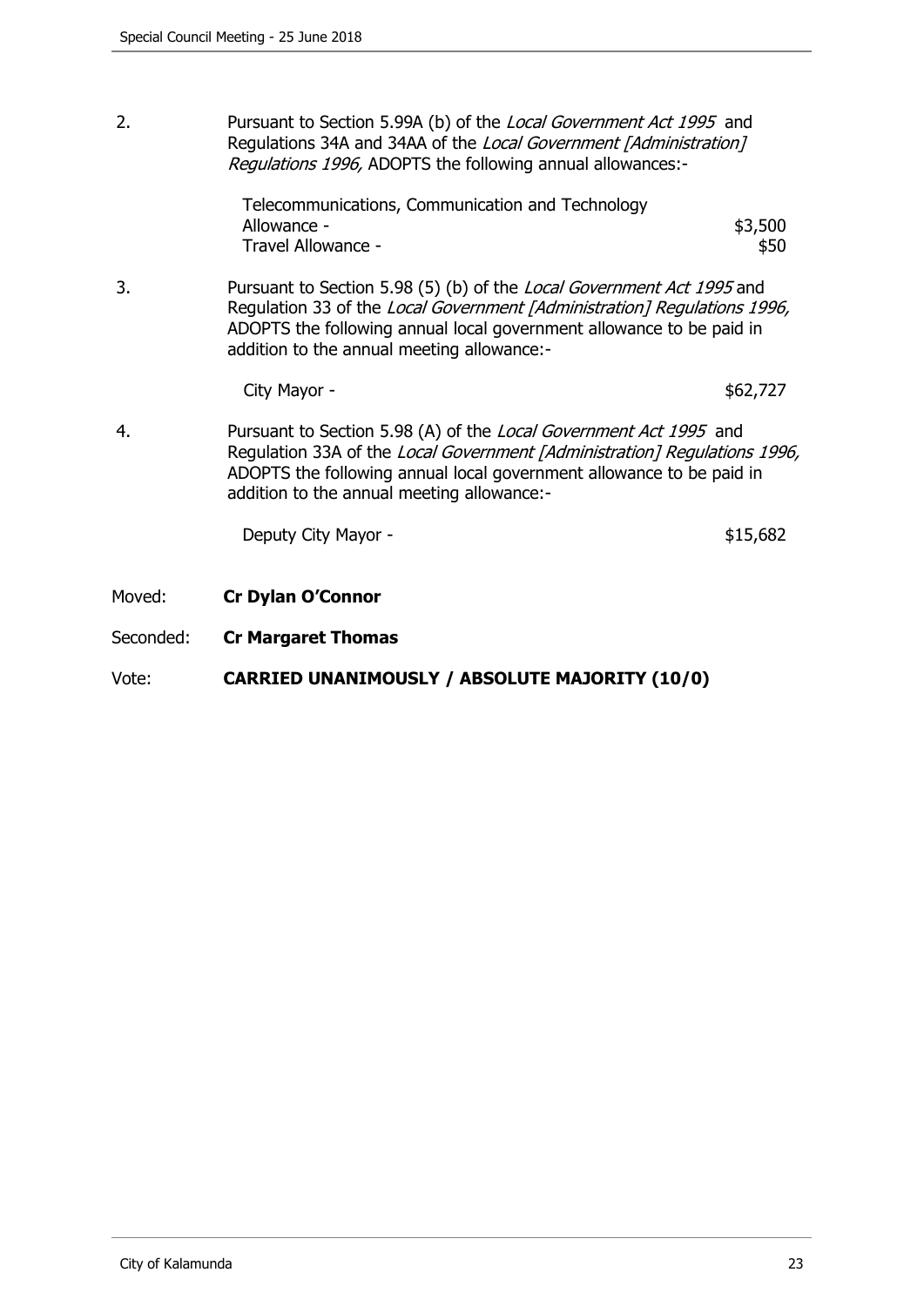2. Pursuant to Section 5.99A (b) of the *Local Government Act 1995* and Regulations 34A and 34AA of the *Local Government [Administration] Regulations 1996,* ADOPTS the following annual allowances:-

| | |
|---|---|
| Telecommunications, Communication and Technology Allowance - | \$3,500 |
| Travel Allowance - | \$50 |

3. Pursuant to Section 5.98 (5) (b) of the *Local Government Act 1995* and Regulation 33 of the *Local Government [Administration] Regulations 1996,* ADOPTS the following annual local government allowance to be paid in addition to the annual meeting allowance:-

| | |
|---|---|
| City Mayor - | \$62,727 |

4. Pursuant to Section 5.98 (A) of the *Local Government Act 1995* and Regulation 33A of the *Local Government [Administration] Regulations 1996,* ADOPTS the following annual local government allowance to be paid in addition to the annual meeting allowance:-

| | |
|---|---|
| Deputy City Mayor - | \$15,682 |

Moved: **Cr Dylan O'Connor**

Seconded: **Cr Margaret Thomas**

Vote: **CARRIED UNANIMOUSLY / ABSOLUTE MAJORITY (10/0)**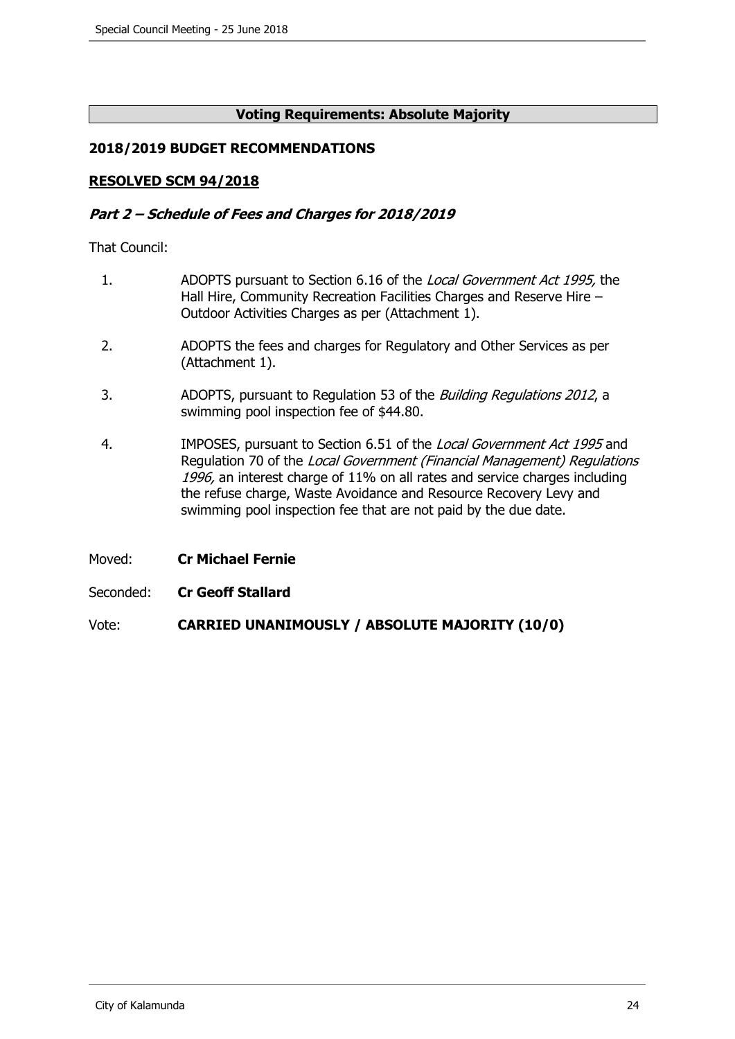**Voting Requirements: Absolute Majority**

**2018/2019 BUDGET RECOMMENDATIONS**

**RESOLVED SCM 94/2018**

***Part 2 – Schedule of Fees and Charges for 2018/2019***

That Council:

1. ADOPTS pursuant to Section 6.16 of the *Local Government Act 1995,* the Hall Hire, Community Recreation Facilities Charges and Reserve Hire – Outdoor Activities Charges as per (Attachment 1).

2. ADOPTS the fees and charges for Regulatory and Other Services as per (Attachment 1).

3. ADOPTS, pursuant to Regulation 53 of the *Building Regulations 2012*, a swimming pool inspection fee of $44.80.

4. IMPOSES, pursuant to Section 6.51 of the *Local Government Act 1995* and Regulation 70 of the *Local Government (Financial Management) Regulations 1996,* an interest charge of 11% on all rates and service charges including the refuse charge, Waste Avoidance and Resource Recovery Levy and swimming pool inspection fee that are not paid by the due date.

Moved: **Cr Michael Fernie**

Seconded: **Cr Geoff Stallard**

Vote: **CARRIED UNANIMOUSLY / ABSOLUTE MAJORITY (10/0)**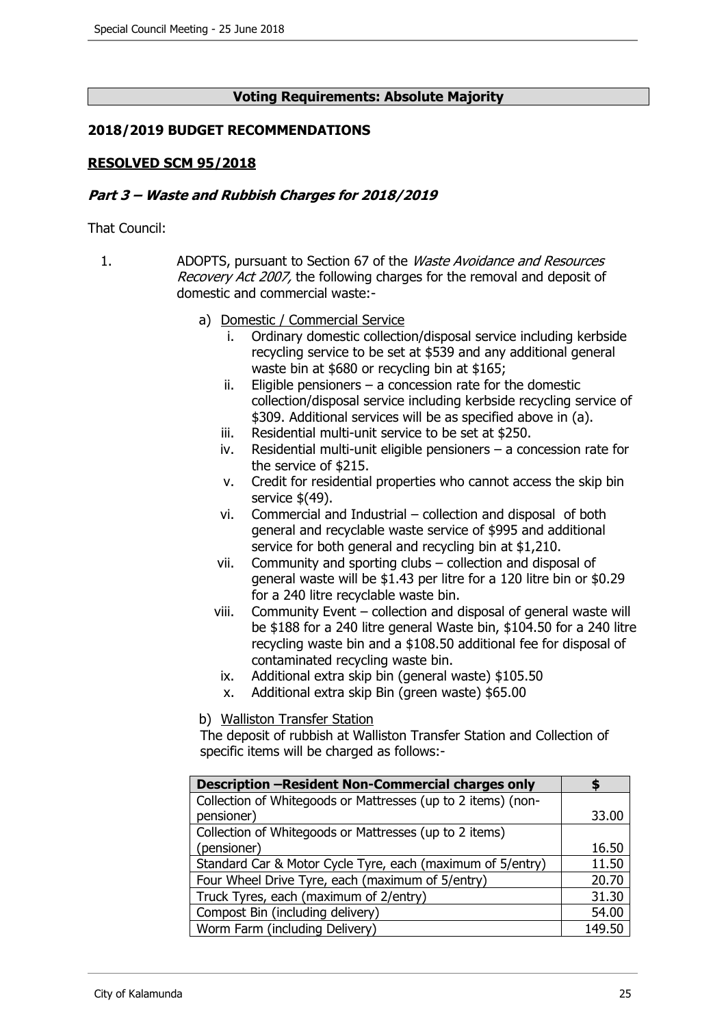**Voting Requirements: Absolute Majority**

## 2018/2019 BUDGET RECOMMENDATIONS

### RESOLVED SCM 95/2018

### *Part 3 – Waste and Rubbish Charges for 2018/2019*

That Council:

1. ADOPTS, pursuant to Section 67 of the *Waste Avoidance and Resources Recovery Act 2007,* the following charges for the removal and deposit of domestic and commercial waste:-

   a) Domestic / Commercial Service

      i. Ordinary domestic collection/disposal service including kerbside recycling service to be set at $539 and any additional general waste bin at $680 or recycling bin at $165;

      ii. Eligible pensioners – a concession rate for the domestic collection/disposal service including kerbside recycling service of $309. Additional services will be as specified above in (a).

      iii. Residential multi-unit service to be set at $250.

      iv. Residential multi-unit eligible pensioners – a concession rate for the service of $215.

      v. Credit for residential properties who cannot access the skip bin service $(49).

      vi. Commercial and Industrial – collection and disposal of both general and recyclable waste service of $995 and additional service for both general and recycling bin at $1,210.

      vii. Community and sporting clubs – collection and disposal of general waste will be $1.43 per litre for a 120 litre bin or $0.29 for a 240 litre recyclable waste bin.

      viii. Community Event – collection and disposal of general waste will be $188 for a 240 litre general Waste bin, $104.50 for a 240 litre recycling waste bin and a $108.50 additional fee for disposal of contaminated recycling waste bin.

      ix. Additional extra skip bin (general waste) $105.50

      x. Additional extra skip Bin (green waste) $65.00

   b) Walliston Transfer Station

      The deposit of rubbish at Walliston Transfer Station and Collection of specific items will be charged as follows:-

| Description –Resident Non-Commercial charges only | $ |
|---|---|
| Collection of Whitegoods or Mattresses (up to 2 items) (non-pensioner) | 33.00 |
| Collection of Whitegoods or Mattresses (up to 2 items) (pensioner) | 16.50 |
| Standard Car & Motor Cycle Tyre, each (maximum of 5/entry) | 11.50 |
| Four Wheel Drive Tyre, each (maximum of 5/entry) | 20.70 |
| Truck Tyres, each (maximum of 2/entry) | 31.30 |
| Compost Bin (including delivery) | 54.00 |
| Worm Farm (including Delivery) | 149.50 |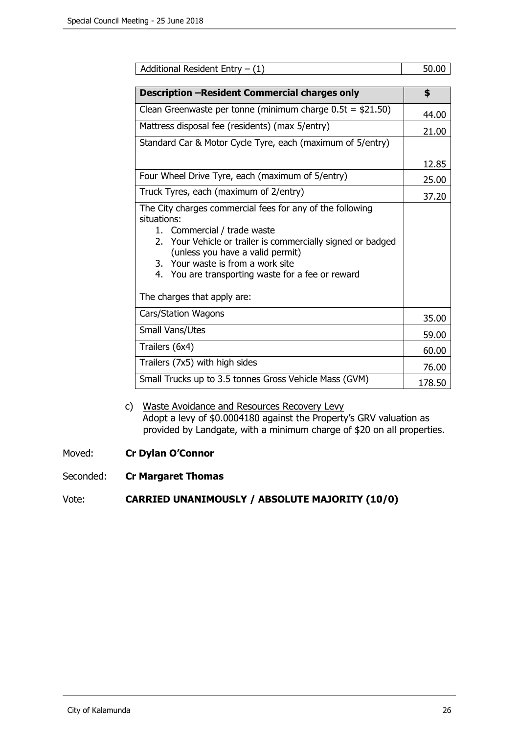| Additional Resident Entry – (1) | 50.00 |
|---|---|

| **Description –Resident Commercial charges only** | **$** |
|---|---|
| Clean Greenwaste per tonne (minimum charge 0.5t = $21.50) | 44.00 |
| Mattress disposal fee (residents) (max 5/entry) | 21.00 |
| Standard Car & Motor Cycle Tyre, each (maximum of 5/entry) | 12.85 |
| Four Wheel Drive Tyre, each (maximum of 5/entry) | 25.00 |
| Truck Tyres, each (maximum of 2/entry) | 37.20 |
| The City charges commercial fees for any of the following situations:<br>1. Commercial / trade waste<br>2. Your Vehicle or trailer is commercially signed or badged (unless you have a valid permit)<br>3. Your waste is from a work site<br>4. You are transporting waste for a fee or reward<br><br>The charges that apply are: | |
| Cars/Station Wagons | 35.00 |
| Small Vans/Utes | 59.00 |
| Trailers (6x4) | 60.00 |
| Trailers (7x5) with high sides | 76.00 |
| Small Trucks up to 3.5 tonnes Gross Vehicle Mass (GVM) | 178.50 |

c) Waste Avoidance and Resources Recovery Levy
Adopt a levy of $0.0004180 against the Property's GRV valuation as provided by Landgate, with a minimum charge of $20 on all properties.

Moved: **Cr Dylan O'Connor**

Seconded: **Cr Margaret Thomas**

Vote: **CARRIED UNANIMOUSLY / ABSOLUTE MAJORITY (10/0)**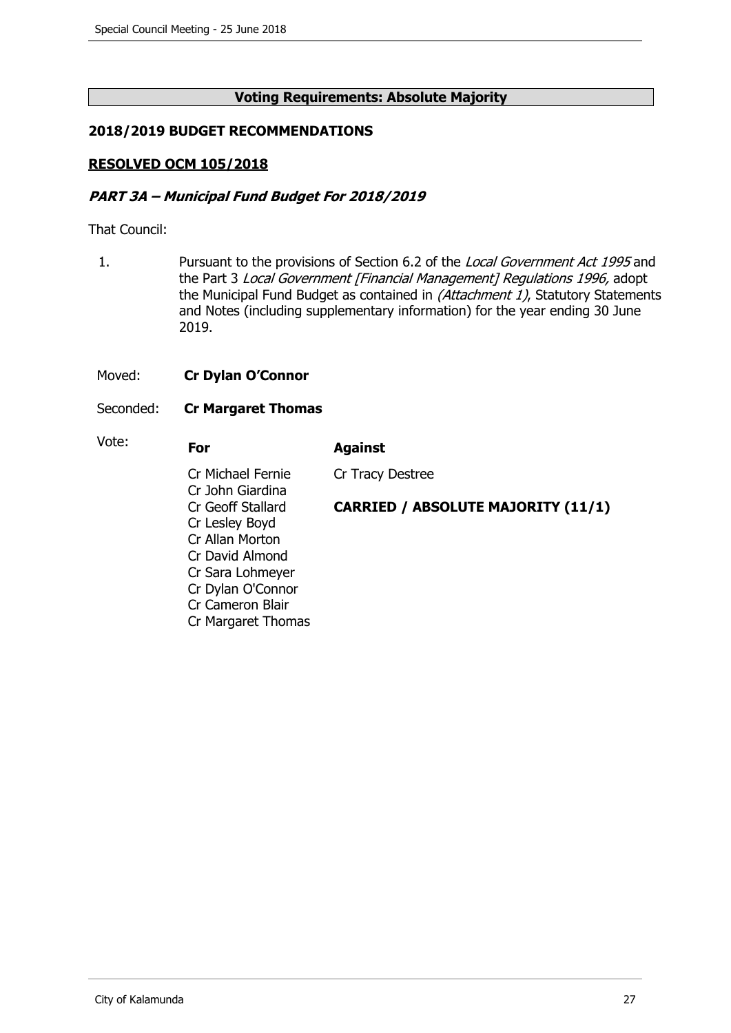**Voting Requirements: Absolute Majority**

## 2018/2019 BUDGET RECOMMENDATIONS

**RESOLVED OCM 105/2018**

### *PART 3A – Municipal Fund Budget For 2018/2019*

That Council:

1. Pursuant to the provisions of Section 6.2 of the *Local Government Act 1995* and the Part 3 *Local Government [Financial Management] Regulations 1996,* adopt the Municipal Fund Budget as contained in *(Attachment 1)*, Statutory Statements and Notes (including supplementary information) for the year ending 30 June 2019.

Moved: **Cr Dylan O'Connor**

Seconded: **Cr Margaret Thomas**

Vote:

| For | Against |
|---|---|
| Cr Michael Fernie | Cr Tracy Destree |
| Cr John Giardina | |
| Cr Geoff Stallard | |
| Cr Lesley Boyd | |
| Cr Allan Morton | |
| Cr David Almond | |
| Cr Sara Lohmeyer | |
| Cr Dylan O'Connor | |
| Cr Cameron Blair | |
| Cr Margaret Thomas | |

**CARRIED / ABSOLUTE MAJORITY (11/1)**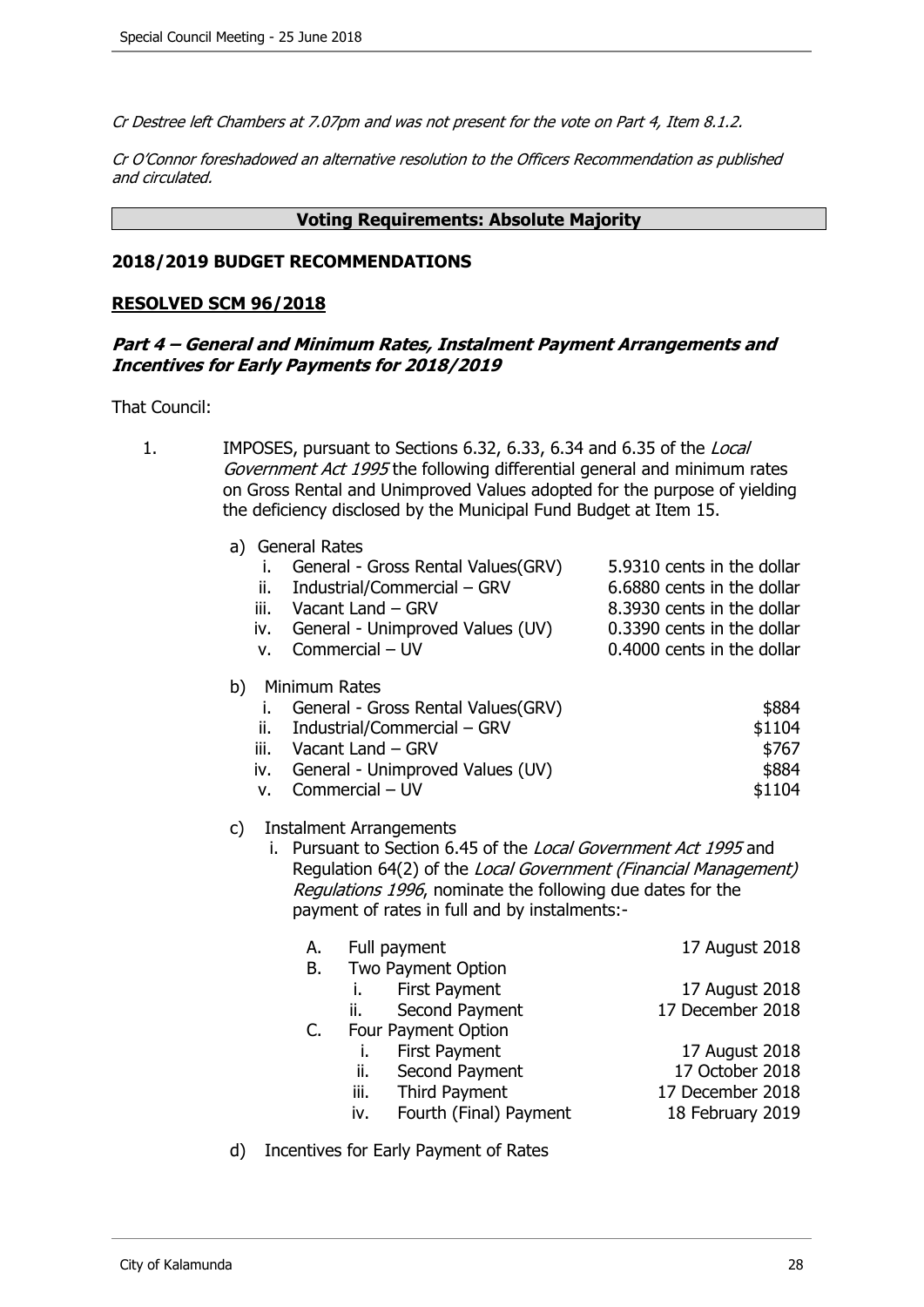*Cr Destree left Chambers at 7.07pm and was not present for the vote on Part 4, Item 8.1.2.*

*Cr O'Connor foreshadowed an alternative resolution to the Officers Recommendation as published and circulated.*

**Voting Requirements: Absolute Majority**

**2018/2019 BUDGET RECOMMENDATIONS**

**RESOLVED SCM 96/2018**

***Part 4 – General and Minimum Rates, Instalment Payment Arrangements and Incentives for Early Payments for 2018/2019***

That Council:

1. IMPOSES, pursuant to Sections 6.32, 6.33, 6.34 and 6.35 of the *Local Government Act 1995* the following differential general and minimum rates on Gross Rental and Unimproved Values adopted for the purpose of yielding the deficiency disclosed by the Municipal Fund Budget at Item 15.

   a) General Rates

   | | | |
   |---|---|---|
   | i. | General - Gross Rental Values(GRV) | 5.9310 cents in the dollar |
   | ii. | Industrial/Commercial – GRV | 6.6880 cents in the dollar |
   | iii. | Vacant Land – GRV | 8.3930 cents in the dollar |
   | iv. | General - Unimproved Values (UV) | 0.3390 cents in the dollar |
   | v. | Commercial – UV | 0.4000 cents in the dollar |

   b) Minimum Rates

   | | | |
   |---|---|---|
   | i. | General - Gross Rental Values(GRV) | $884 |
   | ii. | Industrial/Commercial – GRV | $1104 |
   | iii. | Vacant Land – GRV | $767 |
   | iv. | General - Unimproved Values (UV) | $884 |
   | v. | Commercial – UV | $1104 |

   c) Instalment Arrangements

      i. Pursuant to Section 6.45 of the *Local Government Act 1995* and Regulation 64(2) of the *Local Government (Financial Management) Regulations 1996*, nominate the following due dates for the payment of rates in full and by instalments:-

      | | | |
      |---|---|---|
      | A. | Full payment | 17 August 2018 |
      | B. | Two Payment Option | |
      | | i. First Payment | 17 August 2018 |
      | | ii. Second Payment | 17 December 2018 |
      | C. | Four Payment Option | |
      | | i. First Payment | 17 August 2018 |
      | | ii. Second Payment | 17 October 2018 |
      | | iii. Third Payment | 17 December 2018 |
      | | iv. Fourth (Final) Payment | 18 February 2019 |

   d) Incentives for Early Payment of Rates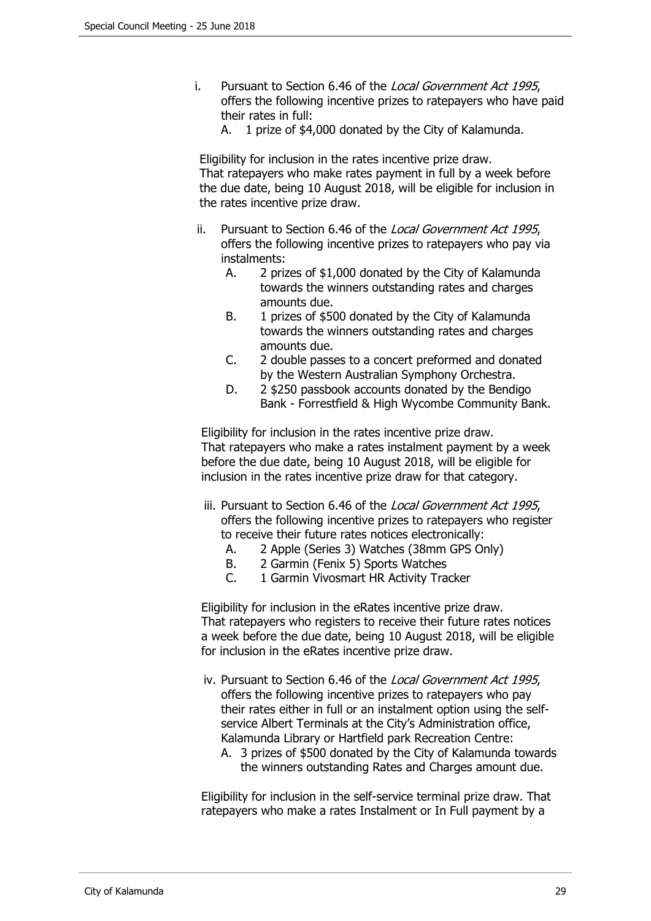i. Pursuant to Section 6.46 of the *Local Government Act 1995*, offers the following incentive prizes to ratepayers who have paid their rates in full:
   A. 1 prize of $4,000 donated by the City of Kalamunda.

Eligibility for inclusion in the rates incentive prize draw.
That ratepayers who make rates payment in full by a week before the due date, being 10 August 2018, will be eligible for inclusion in the rates incentive prize draw.

ii. Pursuant to Section 6.46 of the *Local Government Act 1995*, offers the following incentive prizes to ratepayers who pay via instalments:
   A. 2 prizes of $1,000 donated by the City of Kalamunda towards the winners outstanding rates and charges amounts due.
   B. 1 prizes of $500 donated by the City of Kalamunda towards the winners outstanding rates and charges amounts due.
   C. 2 double passes to a concert preformed and donated by the Western Australian Symphony Orchestra.
   D. 2 $250 passbook accounts donated by the Bendigo Bank - Forrestfield & High Wycombe Community Bank.

Eligibility for inclusion in the rates incentive prize draw.
That ratepayers who make a rates instalment payment by a week before the due date, being 10 August 2018, will be eligible for inclusion in the rates incentive prize draw for that category.

iii. Pursuant to Section 6.46 of the *Local Government Act 1995*, offers the following incentive prizes to ratepayers who register to receive their future rates notices electronically:
   A. 2 Apple (Series 3) Watches (38mm GPS Only)
   B. 2 Garmin (Fenix 5) Sports Watches
   C. 1 Garmin Vivosmart HR Activity Tracker

Eligibility for inclusion in the eRates incentive prize draw.
That ratepayers who registers to receive their future rates notices a week before the due date, being 10 August 2018, will be eligible for inclusion in the eRates incentive prize draw.

iv. Pursuant to Section 6.46 of the *Local Government Act 1995*, offers the following incentive prizes to ratepayers who pay their rates either in full or an instalment option using the self-service Albert Terminals at the City's Administration office, Kalamunda Library or Hartfield park Recreation Centre:
   A. 3 prizes of $500 donated by the City of Kalamunda towards the winners outstanding Rates and Charges amount due.

Eligibility for inclusion in the self-service terminal prize draw. That ratepayers who make a rates Instalment or In Full payment by a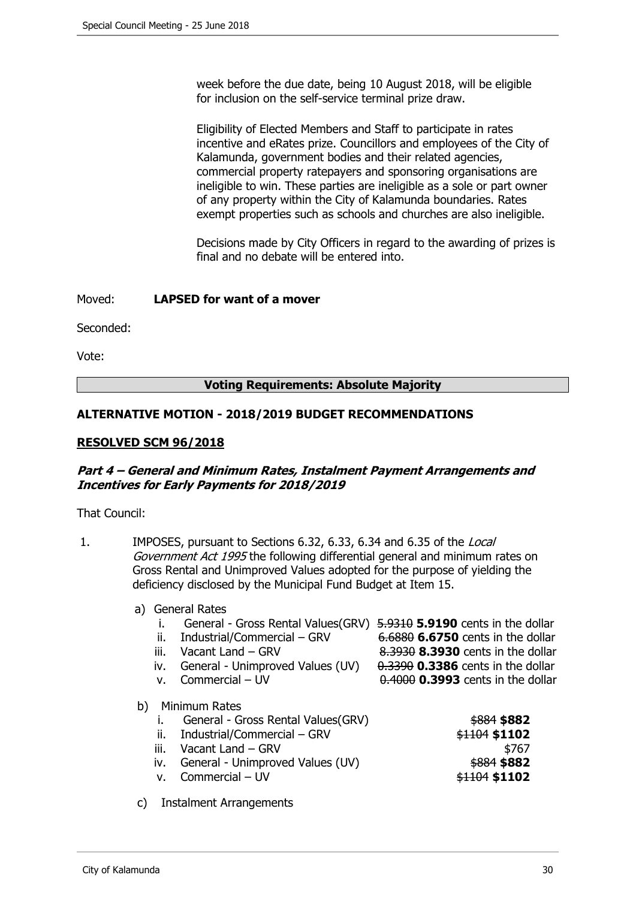week before the due date, being 10 August 2018, will be eligible for inclusion on the self-service terminal prize draw.

Eligibility of Elected Members and Staff to participate in rates incentive and eRates prize. Councillors and employees of the City of Kalamunda, government bodies and their related agencies, commercial property ratepayers and sponsoring organisations are ineligible to win. These parties are ineligible as a sole or part owner of any property within the City of Kalamunda boundaries. Rates exempt properties such as schools and churches are also ineligible.

Decisions made by City Officers in regard to the awarding of prizes is final and no debate will be entered into.

Moved: **LAPSED for want of a mover**

Seconded:

Vote:

**Voting Requirements: Absolute Majority**

**ALTERNATIVE MOTION - 2018/2019 BUDGET RECOMMENDATIONS**

**RESOLVED SCM 96/2018**

***Part 4 – General and Minimum Rates, Instalment Payment Arrangements and Incentives for Early Payments for 2018/2019***

That Council:

1. IMPOSES, pursuant to Sections 6.32, 6.33, 6.34 and 6.35 of the *Local Government Act 1995* the following differential general and minimum rates on Gross Rental and Unimproved Values adopted for the purpose of yielding the deficiency disclosed by the Municipal Fund Budget at Item 15.

   a) General Rates

      i. General - Gross Rental Values(GRV) ~~5.9310~~ **5.9190** cents in the dollar
      ii. Industrial/Commercial – GRV ~~6.6880~~ **6.6750** cents in the dollar
      iii. Vacant Land – GRV ~~8.3930~~ **8.3930** cents in the dollar
      iv. General - Unimproved Values (UV) ~~0.3390~~ **0.3386** cents in the dollar
      v. Commercial – UV ~~0.4000~~ **0.3993** cents in the dollar

   b) Minimum Rates

      i. General - Gross Rental Values(GRV) ~~$884~~ **$882**
      ii. Industrial/Commercial – GRV ~~$1104~~ **$1102**
      iii. Vacant Land – GRV $767
      iv. General - Unimproved Values (UV) ~~$884~~ **$882**
      v. Commercial – UV ~~$1104~~ **$1102**

   c) Instalment Arrangements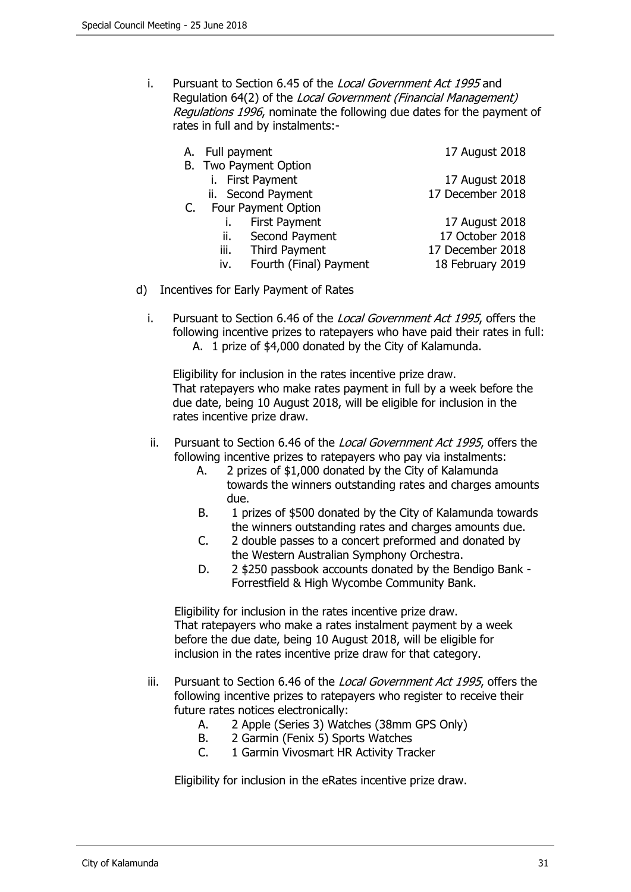i. Pursuant to Section 6.45 of the *Local Government Act 1995* and Regulation 64(2) of the *Local Government (Financial Management) Regulations 1996*, nominate the following due dates for the payment of rates in full and by instalments:-

   A. Full payment — 17 August 2018

   B. Two Payment Option
      - i. First Payment — 17 August 2018
      - ii. Second Payment — 17 December 2018

   C. Four Payment Option
      - i. First Payment — 17 August 2018
      - ii. Second Payment — 17 October 2018
      - iii. Third Payment — 17 December 2018
      - iv. Fourth (Final) Payment — 18 February 2019

d) Incentives for Early Payment of Rates

i. Pursuant to Section 6.46 of the *Local Government Act 1995*, offers the following incentive prizes to ratepayers who have paid their rates in full:

   A. 1 prize of $4,000 donated by the City of Kalamunda.

   Eligibility for inclusion in the rates incentive prize draw.
   That ratepayers who make rates payment in full by a week before the due date, being 10 August 2018, will be eligible for inclusion in the rates incentive prize draw.

ii. Pursuant to Section 6.46 of the *Local Government Act 1995*, offers the following incentive prizes to ratepayers who pay via instalments:

   A. 2 prizes of $1,000 donated by the City of Kalamunda towards the winners outstanding rates and charges amounts due.

   B. 1 prizes of $500 donated by the City of Kalamunda towards the winners outstanding rates and charges amounts due.

   C. 2 double passes to a concert preformed and donated by the Western Australian Symphony Orchestra.

   D. 2 $250 passbook accounts donated by the Bendigo Bank - Forrestfield & High Wycombe Community Bank.

   Eligibility for inclusion in the rates incentive prize draw.
   That ratepayers who make a rates instalment payment by a week before the due date, being 10 August 2018, will be eligible for inclusion in the rates incentive prize draw for that category.

iii. Pursuant to Section 6.46 of the *Local Government Act 1995*, offers the following incentive prizes to ratepayers who register to receive their future rates notices electronically:

   A. 2 Apple (Series 3) Watches (38mm GPS Only)

   B. 2 Garmin (Fenix 5) Sports Watches

   C. 1 Garmin Vivosmart HR Activity Tracker

   Eligibility for inclusion in the eRates incentive prize draw.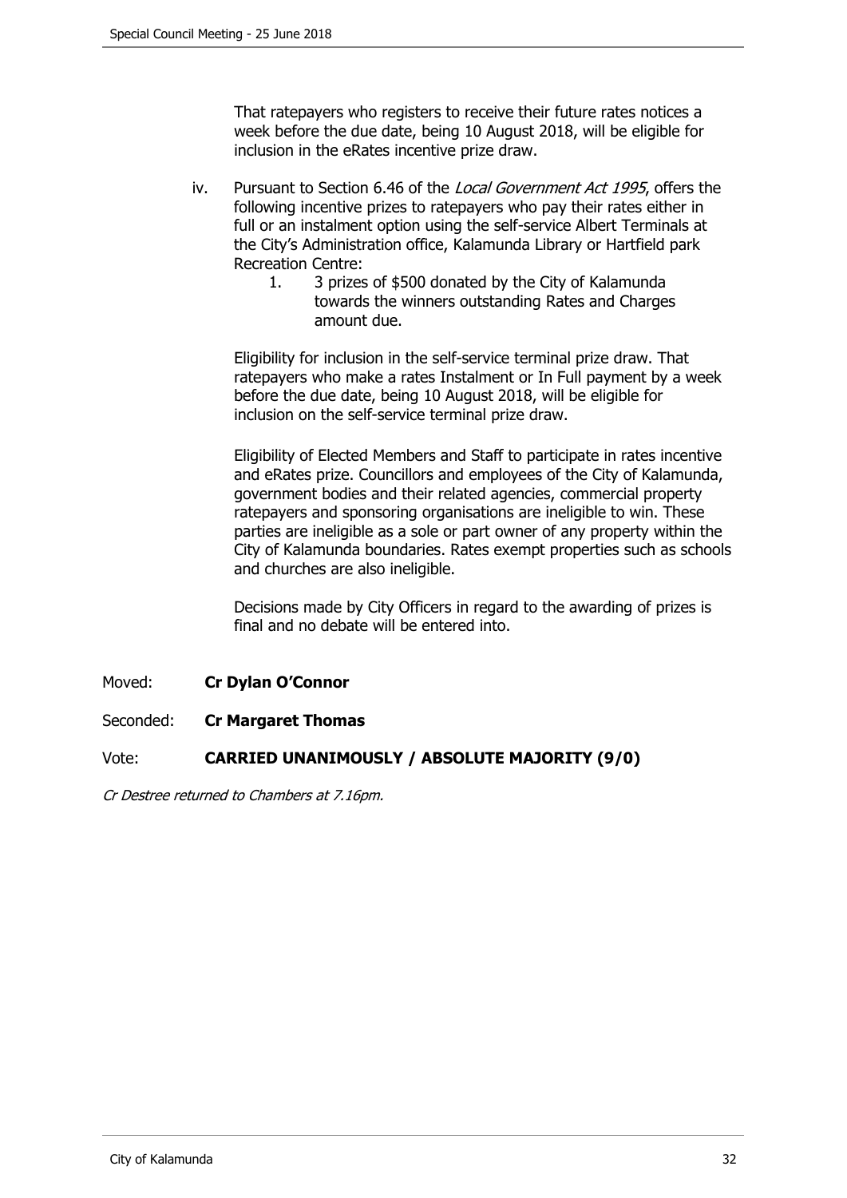That ratepayers who registers to receive their future rates notices a week before the due date, being 10 August 2018, will be eligible for inclusion in the eRates incentive prize draw.

iv. Pursuant to Section 6.46 of the *Local Government Act 1995*, offers the following incentive prizes to ratepayers who pay their rates either in full or an instalment option using the self-service Albert Terminals at the City's Administration office, Kalamunda Library or Hartfield park Recreation Centre:

   1. 3 prizes of $500 donated by the City of Kalamunda towards the winners outstanding Rates and Charges amount due.

   Eligibility for inclusion in the self-service terminal prize draw. That ratepayers who make a rates Instalment or In Full payment by a week before the due date, being 10 August 2018, will be eligible for inclusion on the self-service terminal prize draw.

   Eligibility of Elected Members and Staff to participate in rates incentive and eRates prize. Councillors and employees of the City of Kalamunda, government bodies and their related agencies, commercial property ratepayers and sponsoring organisations are ineligible to win. These parties are ineligible as a sole or part owner of any property within the City of Kalamunda boundaries. Rates exempt properties such as schools and churches are also ineligible.

   Decisions made by City Officers in regard to the awarding of prizes is final and no debate will be entered into.

Moved: **Cr Dylan O'Connor**

Seconded: **Cr Margaret Thomas**

Vote: **CARRIED UNANIMOUSLY / ABSOLUTE MAJORITY (9/0)**

*Cr Destree returned to Chambers at 7.16pm.*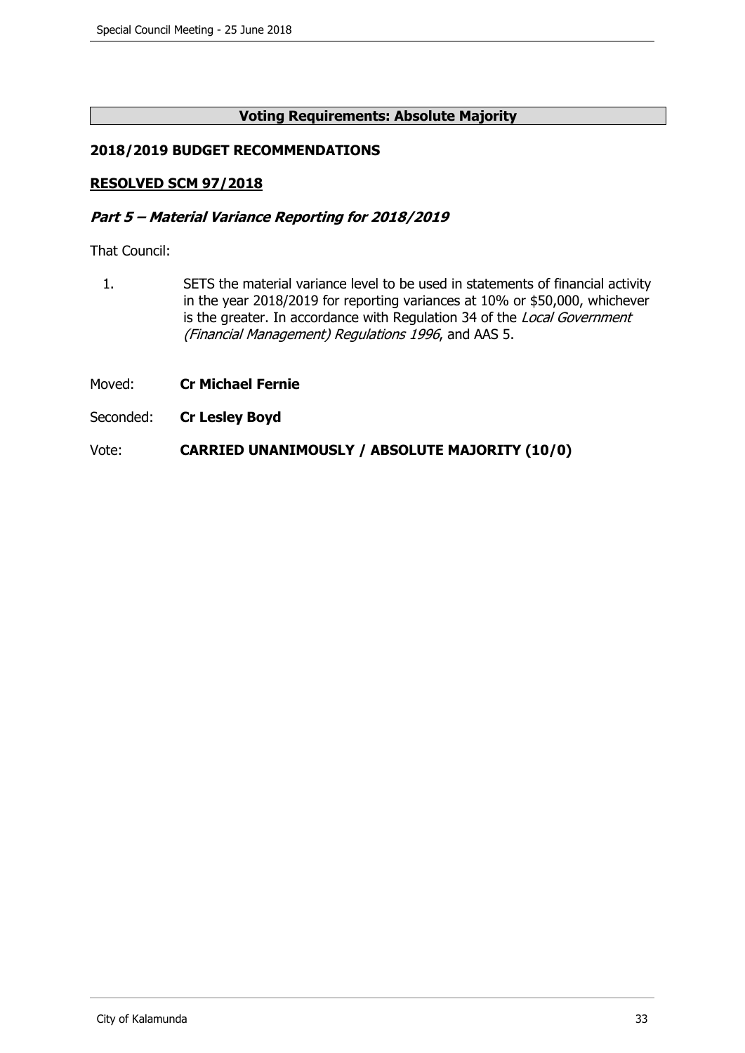**Voting Requirements: Absolute Majority**

**2018/2019 BUDGET RECOMMENDATIONS**

**RESOLVED SCM 97/2018**

***Part 5 – Material Variance Reporting for 2018/2019***

That Council:

1. SETS the material variance level to be used in statements of financial activity in the year 2018/2019 for reporting variances at 10% or $50,000, whichever is the greater. In accordance with Regulation 34 of the *Local Government (Financial Management) Regulations 1996*, and AAS 5.

Moved: **Cr Michael Fernie**

Seconded: **Cr Lesley Boyd**

Vote: **CARRIED UNANIMOUSLY / ABSOLUTE MAJORITY (10/0)**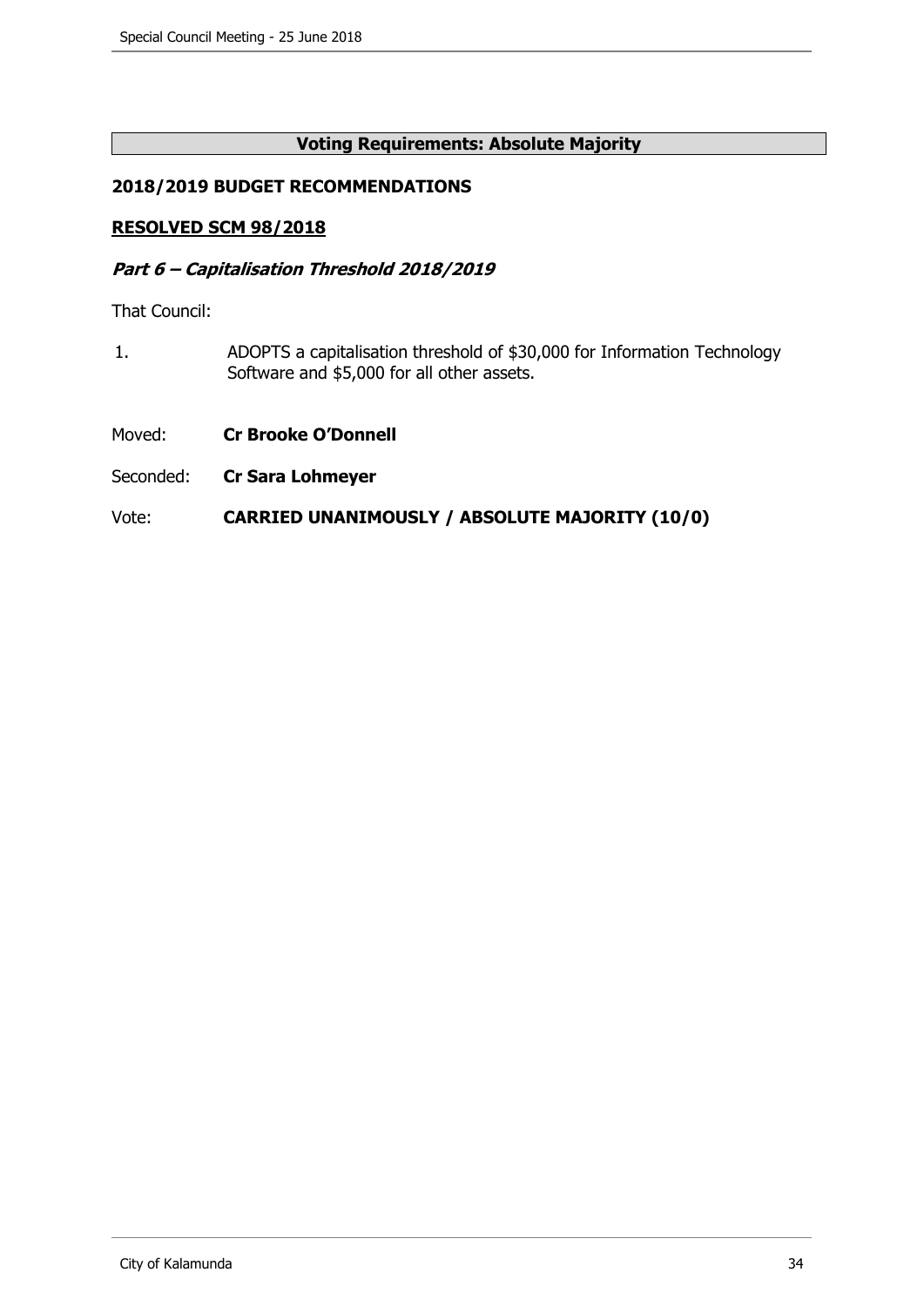**Voting Requirements: Absolute Majority**

**2018/2019 BUDGET RECOMMENDATIONS**

**RESOLVED SCM 98/2018**

***Part 6 – Capitalisation Threshold 2018/2019***

That Council:

1. ADOPTS a capitalisation threshold of $30,000 for Information Technology Software and $5,000 for all other assets.

Moved: **Cr Brooke O'Donnell**

Seconded: **Cr Sara Lohmeyer**

Vote: **CARRIED UNANIMOUSLY / ABSOLUTE MAJORITY (10/0)**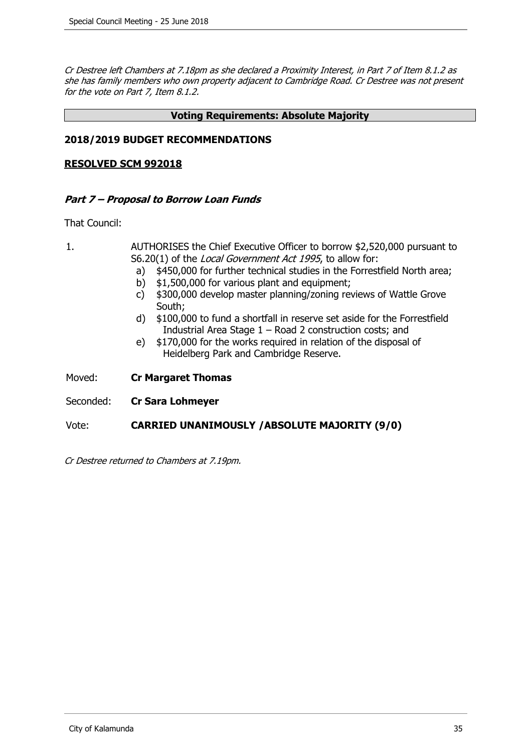*Cr Destree left Chambers at 7.18pm as she declared a Proximity Interest, in Part 7 of Item 8.1.2 as she has family members who own property adjacent to Cambridge Road. Cr Destree was not present for the vote on Part 7, Item 8.1.2.*

**Voting Requirements: Absolute Majority**

**2018/2019 BUDGET RECOMMENDATIONS**

**RESOLVED SCM 992018**

***Part 7 – Proposal to Borrow Loan Funds***

That Council:

1. AUTHORISES the Chief Executive Officer to borrow $2,520,000 pursuant to S6.20(1) of the *Local Government Act 1995*, to allow for:
   a) $450,000 for further technical studies in the Forrestfield North area;
   b) $1,500,000 for various plant and equipment;
   c) $300,000 develop master planning/zoning reviews of Wattle Grove South;
   d) $100,000 to fund a shortfall in reserve set aside for the Forrestfield Industrial Area Stage 1 – Road 2 construction costs; and
   e) $170,000 for the works required in relation of the disposal of Heidelberg Park and Cambridge Reserve.

Moved: **Cr Margaret Thomas**

Seconded: **Cr Sara Lohmeyer**

Vote: **CARRIED UNANIMOUSLY /ABSOLUTE MAJORITY (9/0)**

*Cr Destree returned to Chambers at 7.19pm.*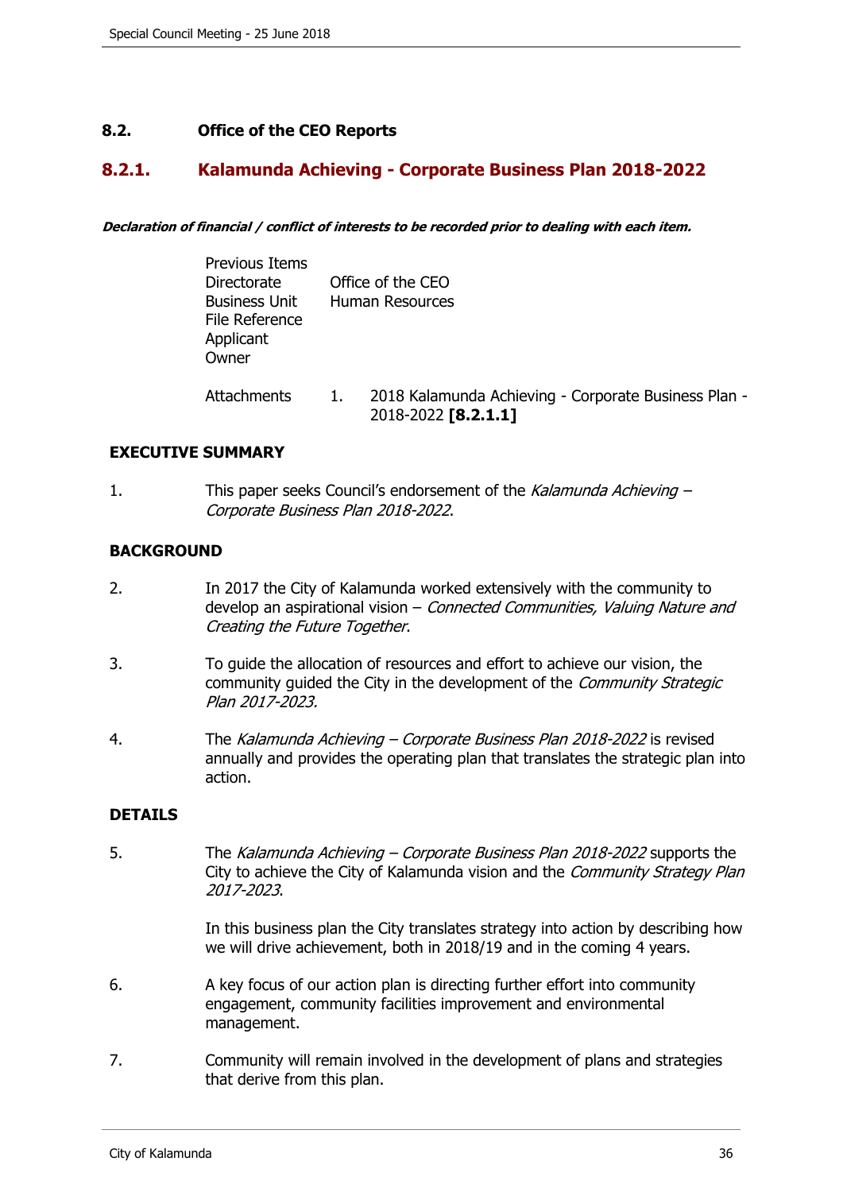## 8.2. Office of the CEO Reports

### 8.2.1. Kalamunda Achieving - Corporate Business Plan 2018-2022

***Declaration of financial / conflict of interests to be recorded prior to dealing with each item.***

| | |
|---|---|
| Previous Items | |
| Directorate | Office of the CEO |
| Business Unit | Human Resources |
| File Reference | |
| Applicant | |
| Owner | |
| Attachments | 1. 2018 Kalamunda Achieving - Corporate Business Plan - 2018-2022 **[8.2.1.1]** |

**EXECUTIVE SUMMARY**

1. This paper seeks Council's endorsement of the *Kalamunda Achieving – Corporate Business Plan 2018-2022*.

**BACKGROUND**

2. In 2017 the City of Kalamunda worked extensively with the community to develop an aspirational vision – *Connected Communities, Valuing Nature and Creating the Future Together*.

3. To guide the allocation of resources and effort to achieve our vision, the community guided the City in the development of the *Community Strategic Plan 2017-2023.*

4. The *Kalamunda Achieving – Corporate Business Plan 2018-2022* is revised annually and provides the operating plan that translates the strategic plan into action.

**DETAILS**

5. The *Kalamunda Achieving – Corporate Business Plan 2018-2022* supports the City to achieve the City of Kalamunda vision and the *Community Strategy Plan 2017-2023*.

   In this business plan the City translates strategy into action by describing how we will drive achievement, both in 2018/19 and in the coming 4 years.

6. A key focus of our action plan is directing further effort into community engagement, community facilities improvement and environmental management.

7. Community will remain involved in the development of plans and strategies that derive from this plan.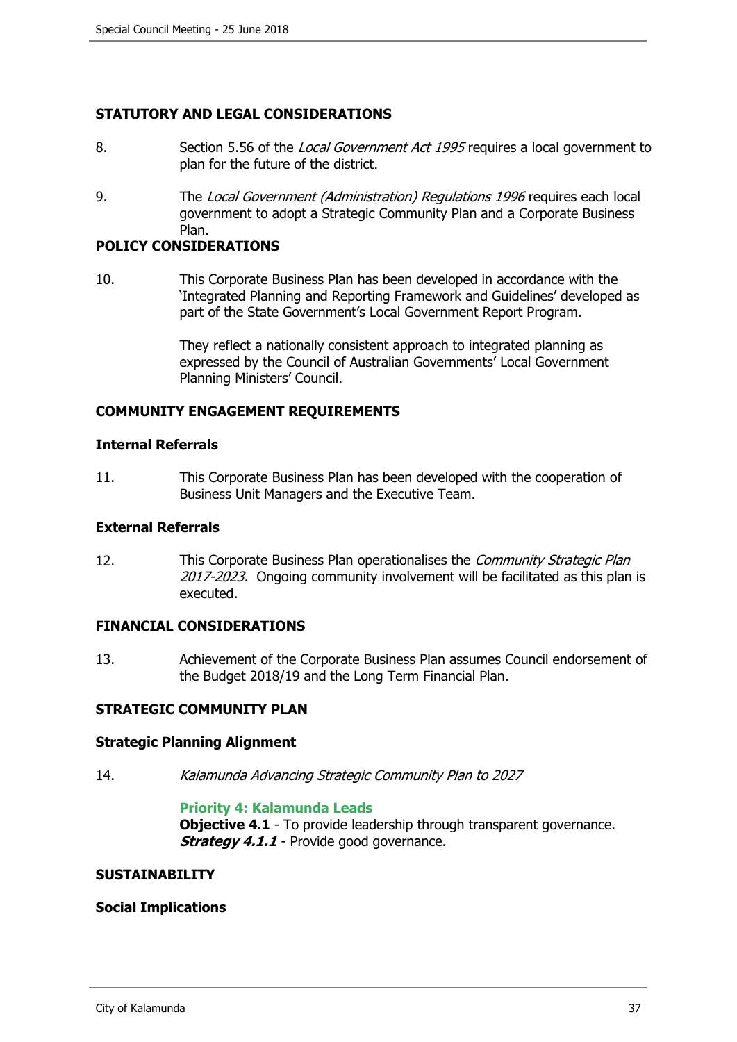## STATUTORY AND LEGAL CONSIDERATIONS

8. Section 5.56 of the *Local Government Act 1995* requires a local government to plan for the future of the district.

9. The *Local Government (Administration) Regulations 1996* requires each local government to adopt a Strategic Community Plan and a Corporate Business Plan.

## POLICY CONSIDERATIONS

10. This Corporate Business Plan has been developed in accordance with the 'Integrated Planning and Reporting Framework and Guidelines' developed as part of the State Government's Local Government Report Program.

    They reflect a nationally consistent approach to integrated planning as expressed by the Council of Australian Governments' Local Government Planning Ministers' Council.

## COMMUNITY ENGAGEMENT REQUIREMENTS

### Internal Referrals

11. This Corporate Business Plan has been developed with the cooperation of Business Unit Managers and the Executive Team.

### External Referrals

12. This Corporate Business Plan operationalises the *Community Strategic Plan 2017-2023.* Ongoing community involvement will be facilitated as this plan is executed.

## FINANCIAL CONSIDERATIONS

13. Achievement of the Corporate Business Plan assumes Council endorsement of the Budget 2018/19 and the Long Term Financial Plan.

## STRATEGIC COMMUNITY PLAN

### Strategic Planning Alignment

14. *Kalamunda Advancing Strategic Community Plan to 2027*

    **Priority 4: Kalamunda Leads**
    **Objective 4.1** - To provide leadership through transparent governance.
    ***Strategy 4.1.1*** - Provide good governance.

## SUSTAINABILITY

### Social Implications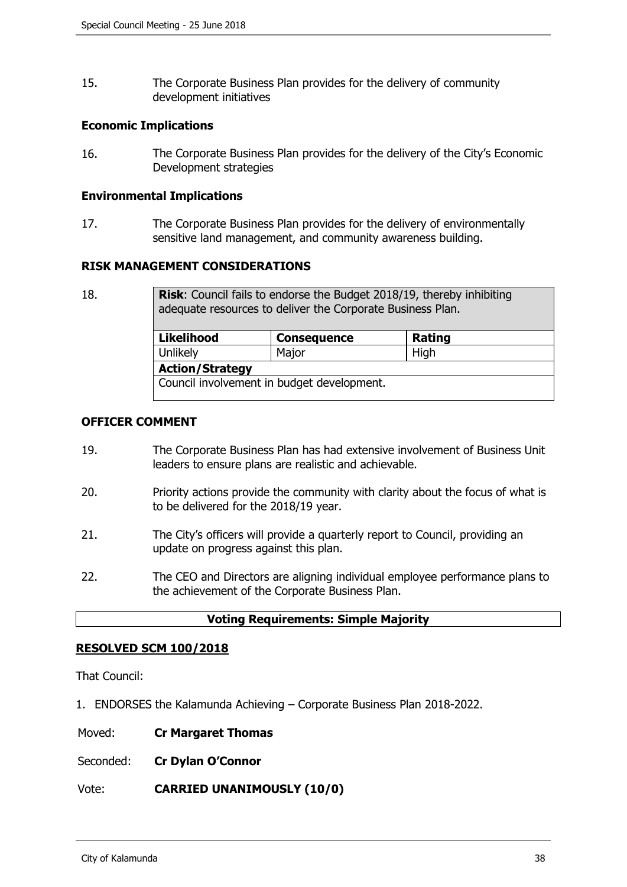15. The Corporate Business Plan provides for the delivery of community development initiatives

**Economic Implications**

16. The Corporate Business Plan provides for the delivery of the City's Economic Development strategies

**Environmental Implications**

17. The Corporate Business Plan provides for the delivery of environmentally sensitive land management, and community awareness building.

**RISK MANAGEMENT CONSIDERATIONS**

18.

| **Risk**: Council fails to endorse the Budget 2018/19, thereby inhibiting adequate resources to deliver the Corporate Business Plan. | | |
|---|---|---|
| **Likelihood** | **Consequence** | **Rating** |
| Unlikely | Major | High |
| **Action/Strategy** | | |
| Council involvement in budget development. | | |

**OFFICER COMMENT**

19. The Corporate Business Plan has had extensive involvement of Business Unit leaders to ensure plans are realistic and achievable.

20. Priority actions provide the community with clarity about the focus of what is to be delivered for the 2018/19 year.

21. The City's officers will provide a quarterly report to Council, providing an update on progress against this plan.

22. The CEO and Directors are aligning individual employee performance plans to the achievement of the Corporate Business Plan.

**Voting Requirements: Simple Majority**

**RESOLVED SCM 100/2018**

That Council:

1. ENDORSES the Kalamunda Achieving – Corporate Business Plan 2018-2022.

Moved: **Cr Margaret Thomas**

Seconded: **Cr Dylan O'Connor**

Vote: **CARRIED UNANIMOUSLY (10/0)**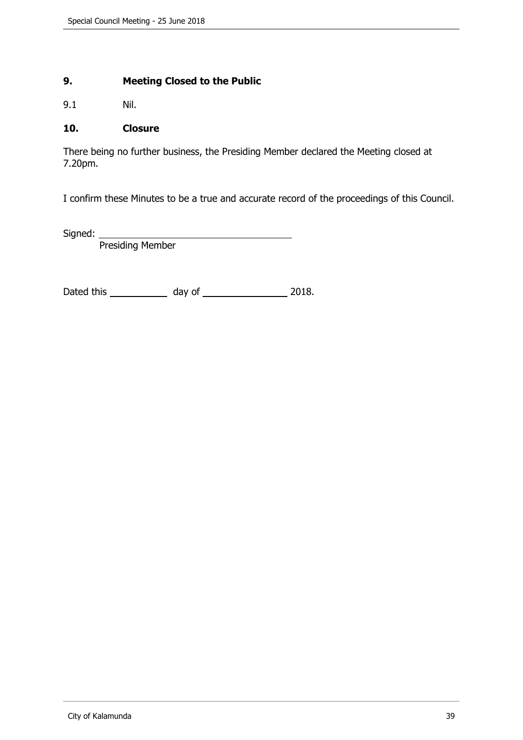## 9. Meeting Closed to the Public

9.1 Nil.

## 10. Closure

There being no further business, the Presiding Member declared the Meeting closed at 7.20pm.

I confirm these Minutes to be a true and accurate record of the proceedings of this Council.

Signed: ______________________________________
Presiding Member

Dated this ___________ day of ________________ 2018.